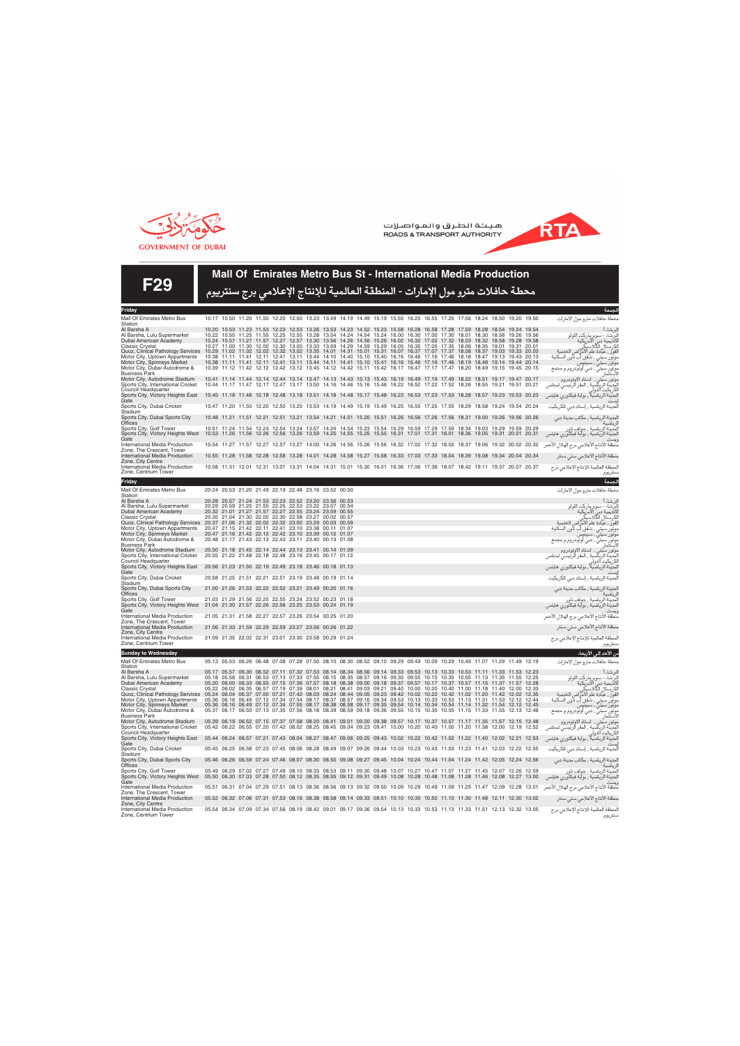GOVERNMENT OF DUBAI

هيئة الطرق والمواصلات
ROADS & TRANSPORT AUTHORITY

RTA

# F29

## Mall Of Emirates Metro Bus St - International Media Production

## محطة حافلات مترو مول الإمارات - المنطقة العالمية للإنتاج الإعلامي برج سنتريوم

### Friday / الجمعة

| Stop | | | | | | | | | | | | | | | | | | | | | المحطة |
|---|---|---|---|---|---|---|---|---|---|---|---|---|---|---|---|---|---|---|---|---|---|
| Mall Of Emirates Metro Bus Station | 10.17 | 10.50 | 11.20 | 11.50 | 12.20 | 12.50 | 13.23 | 13.49 | 14.19 | 14.49 | 15.19 | 15.55 | 16.25 | 16.55 | 17.25 | 17.56 | 18.24 | 18.50 | 19.20 | 19.50 | محطة حافلات مترو مول الإمارات |
| Al Barsha A | 10.20 | 10.53 | 11.23 | 11.53 | 12.23 | 12.53 | 13.26 | 13.53 | 14.23 | 14.52 | 15.23 | 15.58 | 16.28 | 16.58 | 17.28 | 17.59 | 18.28 | 18.54 | 19.24 | 19.54 | البرشاء أ |
| Al Barsha, Lulu Supermarket | 10.22 | 10.55 | 11.25 | 11.55 | 12.25 | 12.55 | 13.28 | 13.54 | 14.24 | 14.54 | 15.24 | 16.00 | 16.30 | 17.00 | 17.30 | 18.01 | 18.30 | 18.56 | 19.26 | 19.56 | البرشاء ، سوبر ماركت اللولو |
| Dubai American Academy | 10.24 | 10.57 | 11.27 | 11.57 | 12.27 | 12.57 | 13.30 | 13.56 | 14.26 | 14.56 | 15.26 | 16.02 | 16.32 | 17.02 | 17.32 | 18.03 | 18.32 | 18.58 | 19.28 | 19.58 | أكاديمية دبي الأمريكية |
| Classic Crystal | 10.27 | 11.00 | 11.30 | 12.00 | 12.30 | 13.00 | 13.33 | 13.59 | 14.29 | 14.59 | 15.29 | 16.05 | 16.35 | 17.05 | 17.35 | 18.06 | 18.35 | 19.01 | 19.31 | 20.01 | الكريستال الكلاسيكي |
| Quoz, Clinical Pathology Services | 10.29 | 11.02 | 11.32 | 12.02 | 12.32 | 13.02 | 13.35 | 14.01 | 14.31 | 15.01 | 15.31 | 16.07 | 16.37 | 17.07 | 17.37 | 18.08 | 18.37 | 19.03 | 19.33 | 20.03 | القوز ، عيادة علم الأمراض الخمسة |
| Motor City, Uptown Apartments | 10.38 | 11.11 | 11.41 | 12.11 | 12.41 | 13.11 | 13.44 | 14.10 | 14.40 | 15.10 | 15.40 | 16.16 | 16.46 | 17.16 | 17.46 | 18.18 | 18.47 | 19.13 | 19.43 | 20.13 | موتور سيتي ، شقق أب تاون السكنية |
| Motor City, Spinneys Market | 10.38 | 11.11 | 11.41 | 12.11 | 12.41 | 13.11 | 13.44 | 14.11 | 14.41 | 15.10 | 15.41 | 16.16 | 16.46 | 17.16 | 17.46 | 18.19 | 18.48 | 19.14 | 19.44 | 20.14 | موتور سيتي ، سبينس |
| Motor City, Dubai Autodrome & Business Park | 10.39 | 11.12 | 11.42 | 12.12 | 12.42 | 13.12 | 13.45 | 14.12 | 14.42 | 15.11 | 15.42 | 16.17 | 16.47 | 17.17 | 17.47 | 18.20 | 18.49 | 19.15 | 19.45 | 20.15 | موتور سيتي ، دبي أوتودروم و مجمع الأستثمار |
| Motor City, Autodrome Stadium | 10.41 | 11.14 | 11.44 | 12.14 | 12.44 | 13.14 | 13.47 | 14.13 | 14.43 | 15.13 | 15.43 | 16.19 | 16.49 | 17.19 | 17.49 | 18.22 | 18.51 | 19.17 | 19.47 | 20.17 | موتور سيتي ، استاد الاوتودروم |
| Sports City, International Cricket Council Headquarter | 10.44 | 11.17 | 11.47 | 12.17 | 12.47 | 13.17 | 13.50 | 14.16 | 14.46 | 15.16 | 15.46 | 16.22 | 16.52 | 17.22 | 17.52 | 18.26 | 18.55 | 19.21 | 19.51 | 20.21 | المدينة الرياضية ، المقر الرئيسي لمجلس الكريكيت الدولي |
| Sports City, Victory Heights East Gate | 10.45 | 11.18 | 11.48 | 12.18 | 12.48 | 13.18 | 13.51 | 14.18 | 14.48 | 15.17 | 15.48 | 16.23 | 16.53 | 17.23 | 17.53 | 18.28 | 18.57 | 19.23 | 19.53 | 20.23 | المدينة الرياضية ، بوابة فيكتوري هايتس ايست |
| Sports City, Dubai Cricket Stadium | 10.47 | 11.20 | 11.50 | 12.20 | 12.50 | 13.20 | 13.53 | 14.19 | 14.49 | 15.19 | 15.49 | 16.25 | 16.55 | 17.25 | 17.55 | 18.29 | 18.58 | 19.24 | 19.54 | 20.24 | المدينة الرياضية ، إستاد دبي للكريكيت |
| Sports City, Dubai Sports City Offices | 10.48 | 11.21 | 11.51 | 12.21 | 12.51 | 13.21 | 13.54 | 14.21 | 14.51 | 15.20 | 15.51 | 16.26 | 16.56 | 17.26 | 17.56 | 18.31 | 19.00 | 19.26 | 19.56 | 20.26 | المدينة الرياضية ، مكاتب مدينة دبي الرياضية |
| Sports City, Golf Tower | 10.51 | 11.24 | 11.54 | 12.24 | 12.54 | 13.24 | 13.57 | 14.24 | 14.54 | 15.23 | 15.54 | 16.29 | 16.59 | 17.29 | 17.59 | 18.34 | 19.03 | 19.29 | 19.59 | 20.29 | المدينة الرياضية ، جولف تاور |
| Sports City, Victory Heights West Gate | 10.53 | 11.26 | 11.56 | 12.26 | 12.56 | 13.26 | 13.59 | 14.25 | 14.55 | 15.25 | 15.55 | 16.31 | 17.01 | 17.31 | 18.01 | 18.36 | 19.05 | 19.31 | 20.01 | 20.31 | المدينة الرياضية ، بوابة فيكتوري هايتس ويست |
| International Media Production Zone, The Crescent, Tower | 10.54 | 11.27 | 11.57 | 12.27 | 12.57 | 13.27 | 14.00 | 14.26 | 14.56 | 15.26 | 15.56 | 16.32 | 17.02 | 17.32 | 18.02 | 18.37 | 19.06 | 19.32 | 20.02 | 20.32 | منطقة الانتاج الاعلامي برج الهلال الأحمر |
| International Media Production Zone, City Centre | 10.55 | 11.28 | 11.58 | 12.28 | 12.58 | 13.28 | 14.01 | 14.28 | 14.58 | 15.27 | 15.58 | 16.33 | 17.03 | 17.33 | 18.04 | 18.39 | 19.08 | 19.34 | 20.04 | 20.34 | منطقة الانتاج الاعلامي سيتي سنتر |
| International Media Production Zone, Centrium Tower | 10.58 | 11.31 | 12.01 | 12.31 | 13.01 | 13.31 | 14.04 | 14.31 | 15.01 | 15.30 | 16.01 | 16.36 | 17.06 | 17.36 | 18.07 | 18.42 | 19.11 | 19.37 | 20.07 | 20.37 | المنطقة العالمية للإنتاج الإعلامي برج سنتريوم |

### Friday / الجمعة

| Stop | | | | | | | | | | المحطة |
|---|---|---|---|---|---|---|---|---|---|---|
| Mall Of Emirates Metro Bus Station | 20.24 | 20.53 | 21.20 | 21.49 | 22.19 | 22.48 | 23.16 | 23.52 | 00.50 | محطة حافلات مترو مول الإمارات |
| Al Barsha A | 20.28 | 20.57 | 21.24 | 21.53 | 22.23 | 22.52 | 23.20 | 23.56 | 00.53 | البرشاء أ |
| Al Barsha, Lulu Supermarket | 20.29 | 20.59 | 21.25 | 21.55 | 22.25 | 22.53 | 23.22 | 23.57 | 00.54 | البرشاء ، سوبر ماركت اللولو |
| Dubai American Academy | 20.32 | 21.01 | 21.27 | 21.57 | 22.27 | 22.55 | 23.24 | 23.59 | 00.55 | أكاديمية دبي الأمريكية |
| Classic Crystal | 20.35 | 21.04 | 21.30 | 22.00 | 22.30 | 22.58 | 23.27 | 00.02 | 00.57 | الكريستال الكلاسيكي |
| Quoz, Clinical Pathology Services | 20.37 | 21.06 | 21.32 | 22.02 | 22.32 | 23.00 | 23.29 | 00.03 | 00.59 | القوز ، عيادة علم الأمراض الخمسة |
| Motor City, Uptown Apartments | 20.47 | 21.15 | 21.42 | 22.11 | 22.41 | 23.10 | 23.38 | 00.11 | 01.07 | موتور سيتي ، شقق أب تاون السكنية |
| Motor City, Spinneys Market | 20.47 | 21.16 | 21.42 | 22.12 | 22.42 | 23.10 | 23.39 | 00.12 | 01.07 | موتور سيتي ، سبينس |
| Motor City, Dubai Autodrome & Business Park | 20.48 | 21.17 | 21.43 | 22.13 | 22.43 | 23.11 | 23.40 | 00.13 | 01.08 | موتور سيتي ، دبي أوتودروم و مجمع الأستثمار |
| Motor City, Autodrome Stadium | 20.50 | 21.18 | 21.45 | 22.14 | 22.44 | 23.13 | 23.41 | 00.14 | 01.09 | موتور سيتي ، استاد الاوتودروم |
| Sports City, International Cricket Council Headquarter | 20.55 | 21.22 | 21.48 | 22.18 | 22.48 | 23.16 | 23.45 | 00.17 | 01.12 | المدينة الرياضية ، المقر الرئيسي لمجلس الكريكيت الدولي |
| Sports City, Victory Heights East Gate | 20.56 | 21.23 | 21.50 | 22.19 | 22.49 | 23.18 | 23.46 | 00.18 | 01.13 | المدينة الرياضية ، بوابة فيكتوري هايتس ايست |
| Sports City, Dubai Cricket Stadium | 20.58 | 21.25 | 21.51 | 22.21 | 22.51 | 23.19 | 23.48 | 00.19 | 01.14 | المدينة الرياضية ، إستاد دبي للكريكيت |
| Sports City, Dubai Sports City Offices | 21.00 | 21.26 | 21.53 | 22.22 | 22.52 | 23.21 | 23.49 | 00.20 | 01.16 | المدينة الرياضية ، مكاتب مدينة دبي الرياضية |
| Sports City, Golf Tower | 21.03 | 21.29 | 21.56 | 22.25 | 22.55 | 23.24 | 23.52 | 00.23 | 01.18 | المدينة الرياضية ، جولف تاور |
| Sports City, Victory Heights West Gate | 21.04 | 21.30 | 21.57 | 22.26 | 22.56 | 23.25 | 23.53 | 00.24 | 01.19 | المدينة الرياضية ، بوابة فيكتوري هايتس ويست |
| International Media Production Zone, The Crescent, Tower | 21.05 | 21.31 | 21.58 | 22.27 | 22.57 | 23.26 | 23.54 | 00.25 | 01.20 | منطقة الانتاج الاعلامي برج الهلال الأحمر |
| International Media Production Zone, City Centre | 21.06 | 21.33 | 21.59 | 22.29 | 22.59 | 23.27 | 23.56 | 00.26 | 01.22 | منطقة الانتاج الاعلامي سيتي سنتر |
| International Media Production Zone, Centrium Tower | 21.09 | 21.35 | 22.02 | 22.31 | 23.01 | 23.30 | 23.58 | 00.29 | 01.24 | المنطقة العالمية للإنتاج الإعلامي برج سنتريوم |

### Sunday to Wednesday / من الأحد إلى الأربعاء

| Stop | | | | | | | | | | | | | | | | | | | | | المحطة |
|---|---|---|---|---|---|---|---|---|---|---|---|---|---|---|---|---|---|---|---|---|---|
| Mall Of Emirates Metro Bus Station | 05.13 | 05.53 | 06.26 | 06.48 | 07.08 | 07.28 | 07.50 | 08.10 | 08.30 | 08.52 | 09.10 | 09.29 | 09.49 | 10.09 | 10.29 | 10.49 | 11.07 | 11.29 | 11.49 | 12.19 | محطة حافلات مترو مول الإمارات |
| Al Barsha A | 05.17 | 05.57 | 06.30 | 06.52 | 07.11 | 07.32 | 07.53 | 08.14 | 08.34 | 08.56 | 09.14 | 09.33 | 09.53 | 10.13 | 10.33 | 10.53 | 11.11 | 11.33 | 11.53 | 12.23 | البرشاء أ |
| Al Barsha, Lulu Supermarket | 05.18 | 05.58 | 06.31 | 06.53 | 07.13 | 07.33 | 07.55 | 08.15 | 08.35 | 08.57 | 09.16 | 09.35 | 09.55 | 10.15 | 10.35 | 10.55 | 11.13 | 11.35 | 11.55 | 12.25 | البرشاء ، سوبر ماركت اللولو |
| Dubai American Academy | 05.20 | 06.00 | 06.33 | 06.55 | 07.15 | 07.36 | 07.57 | 08.18 | 08.38 | 09.00 | 09.18 | 09.37 | 09.57 | 10.17 | 10.37 | 10.57 | 11.15 | 11.37 | 11.57 | 12.28 | أكاديمية دبي الأمريكية |
| Classic Crystal | 05.22 | 06.02 | 06.35 | 06.57 | 07.19 | 07.39 | 08.01 | 08.21 | 08.41 | 09.03 | 09.21 | 09.40 | 10.00 | 10.20 | 10.40 | 11.00 | 11.18 | 11.40 | 12.00 | 12.33 | الكريستال الكلاسيكي |
| Quoz, Clinical Pathology Services | 05.24 | 06.04 | 06.37 | 07.00 | 07.21 | 07.42 | 08.03 | 08.24 | 08.44 | 09.05 | 09.23 | 09.42 | 10.02 | 10.22 | 10.42 | 11.02 | 11.20 | 11.42 | 12.02 | 12.35 | القوز ، عيادة علم الأمراض الخمسة |
| Motor City, Uptown Apartments | 05.36 | 06.16 | 06.49 | 07.12 | 07.34 | 07.54 | 08.17 | 08.37 | 08.57 | 09.16 | 09.34 | 09.53 | 10.13 | 10.33 | 10.53 | 11.13 | 11.31 | 11.53 | 12.12 | 12.44 | موتور سيتي ، شقق أب تاون السكنية |
| Motor City, Spinneys Market | 05.36 | 06.16 | 06.49 | 07.12 | 07.34 | 07.55 | 08.17 | 08.38 | 08.58 | 09.17 | 09.35 | 09.54 | 10.14 | 10.34 | 10.54 | 11.14 | 11.32 | 11.54 | 12.12 | 12.45 | موتور سيتي ، سبينس |
| Motor City, Dubai Autodrome & Business Park | 05.37 | 06.17 | 06.50 | 07.13 | 07.35 | 07.56 | 08.18 | 08.39 | 08.59 | 09.18 | 09.36 | 09.55 | 10.15 | 10.35 | 10.55 | 11.15 | 11.33 | 11.55 | 12.13 | 12.46 | موتور سيتي ، دبي أوتودروم و مجمع الأستثمار |
| Motor City, Autodrome Stadium | 05.39 | 06.19 | 06.52 | 07.15 | 07.37 | 07.58 | 08.20 | 08.41 | 09.01 | 09.20 | 09.38 | 09.57 | 10.17 | 10.37 | 10.57 | 11.17 | 11.35 | 11.57 | 12.15 | 12.48 | موتور سيتي ، استاد الاوتودروم |
| Sports City, International Cricket Council Headquarter | 05.42 | 06.22 | 06.55 | 07.20 | 07.42 | 08.02 | 08.25 | 08.45 | 09.04 | 09.23 | 09.41 | 10.00 | 10.20 | 10.40 | 11.00 | 11.20 | 11.38 | 12.00 | 12.19 | 12.52 | المدينة الرياضية ، المقر الرئيسي لمجلس الكريكيت الدولي |
| Sports City, Victory Heights East Gate | 05.44 | 06.24 | 06.57 | 07.21 | 07.43 | 08.04 | 08.27 | 08.47 | 09.06 | 09.25 | 09.43 | 10.02 | 10.22 | 10.42 | 11.02 | 11.22 | 11.40 | 12.02 | 12.21 | 12.53 | المدينة الرياضية ، بوابة فيكتوري هايتس ايست |
| Sports City, Dubai Cricket Stadium | 05.45 | 06.25 | 06.58 | 07.23 | 07.45 | 08.06 | 08.28 | 08.49 | 09.07 | 09.26 | 09.44 | 10.03 | 10.23 | 10.43 | 11.03 | 11.23 | 11.41 | 12.03 | 12.22 | 12.55 | المدينة الرياضية ، إستاد دبي للكريكيت |
| Sports City, Dubai Sports City Offices | 05.46 | 06.26 | 06.59 | 07.24 | 07.46 | 08.07 | 08.30 | 08.50 | 09.08 | 09.27 | 09.45 | 10.04 | 10.24 | 10.44 | 11.04 | 11.24 | 11.42 | 12.05 | 12.24 | 12.56 | المدينة الرياضية ، مكاتب مدينة دبي الرياضية |
| Sports City, Golf Tower | 05.49 | 06.29 | 07.02 | 07.27 | 07.49 | 08.10 | 08.33 | 08.53 | 09.11 | 09.30 | 09.48 | 10.07 | 10.27 | 10.47 | 11.07 | 11.27 | 11.45 | 12.07 | 12.26 | 12.59 | المدينة الرياضية ، جولف تاور |
| Sports City, Victory Heights West Gate | 05.50 | 06.30 | 07.03 | 07.28 | 07.50 | 08.12 | 08.35 | 08.55 | 09.12 | 09.31 | 09.49 | 10.08 | 10.28 | 10.48 | 11.08 | 11.28 | 11.46 | 12.08 | 12.27 | 13.00 | المدينة الرياضية ، بوابة فيكتوري هايتس ويست |
| International Media Production Zone, The Crescent, Tower | 05.51 | 06.31 | 07.04 | 07.29 | 07.51 | 08.13 | 08.36 | 08.56 | 09.13 | 09.32 | 09.50 | 10.09 | 10.29 | 10.49 | 11.09 | 11.29 | 11.47 | 12.09 | 12.28 | 13.01 | منطقة الانتاج الاعلامي برج الهلال الأحمر |
| International Media Production Zone, City Centre | 05.52 | 06.32 | 07.06 | 07.31 | 07.53 | 08.16 | 08.38 | 08.58 | 09.14 | 09.33 | 09.51 | 10.10 | 10.30 | 10.50 | 11.10 | 11.30 | 11.48 | 12.11 | 12.30 | 13.02 | منطقة الانتاج الاعلامي سيتي سنتر |
| International Media Production Zone, Centrium Tower | 05.54 | 06.34 | 07.09 | 07.34 | 07.56 | 08.19 | 08.42 | 09.01 | 09.17 | 09.36 | 09.54 | 10.13 | 10.33 | 10.53 | 11.13 | 11.33 | 11.51 | 12.13 | 12.32 | 13.05 | المنطقة العالمية للإنتاج الإعلامي برج سنتريوم |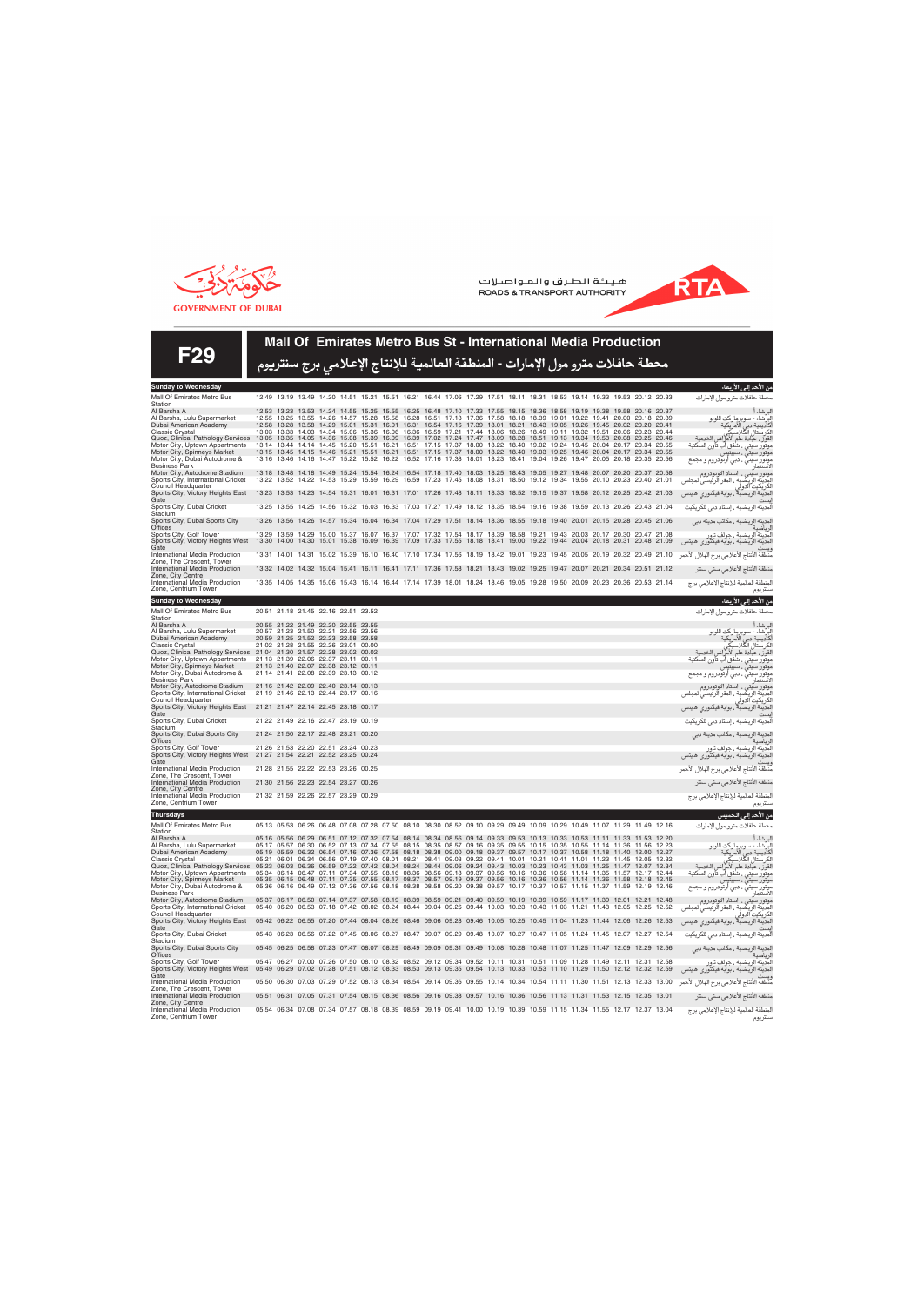GOVERNMENT OF DUBAI

هيئة الطرق والمواصلات
ROADS & TRANSPORT AUTHORITY

RTA

# F29

## Mall Of Emirates Metro Bus St - International Media Production

## محطة حافلات مترو مول الإمارات - المنطقة العالمية للإنتاج الإعلامي برج سنتريوم

### Sunday to Wednesday / من الأحد إلى الأربعاء

| Sunday to Wednesday | | | | | | | | | | | | | | | | | | | | | من الأحد إلى الأربعاء |
|---|---|---|---|---|---|---|---|---|---|---|---|---|---|---|---|---|---|---|---|---|---|
| Mall Of Emirates Metro Bus Station | 12.49 | 13.19 | 13.49 | 14.20 | 14.51 | 15.21 | 15.51 | 16.21 | 16.44 | 17.06 | 17.29 | 17.51 | 18.11 | 18.31 | 18.53 | 19.14 | 19.33 | 19.53 | 20.12 | 20.33 | محطة حافلات مترو مول الإمارات |
| Al Barsha A | 12.53 | 13.23 | 13.53 | 14.24 | 14.55 | 15.25 | 15.55 | 16.25 | 16.48 | 17.10 | 17.33 | 17.55 | 18.15 | 18.36 | 18.58 | 19.19 | 19.38 | 19.58 | 20.16 | 20.37 | البرشاء أ |
| Al Barsha, Lulu Supermarket | 12.55 | 13.25 | 13.55 | 14.26 | 14.57 | 15.28 | 15.58 | 16.28 | 16.51 | 17.13 | 17.36 | 17.58 | 18.18 | 18.39 | 19.01 | 19.22 | 19.41 | 20.00 | 20.18 | 20.39 | البرشاء - سوبر ماركت اللولو |
| Dubai American Academy | 12.58 | 13.28 | 13.58 | 14.29 | 15.01 | 15.31 | 16.01 | 16.31 | 16.54 | 17.16 | 17.39 | 18.01 | 18.21 | 18.43 | 19.05 | 19.26 | 19.45 | 20.02 | 20.20 | 20.41 | أكاديمية دبي الأمريكية |
| Classic Crystal | 13.03 | 13.33 | 14.03 | 14.34 | 15.06 | 15.36 | 16.06 | 16.36 | 16.59 | 17.21 | 17.44 | 18.06 | 18.26 | 18.49 | 19.11 | 19.32 | 19.51 | 20.06 | 20.23 | 20.44 | الكريستال الكلاسيكي |
| Quoz, Clinical Pathology Services | 13.05 | 13.35 | 14.05 | 14.36 | 15.08 | 15.39 | 16.09 | 16.39 | 17.02 | 17.24 | 17.47 | 18.09 | 18.28 | 18.51 | 19.13 | 19.34 | 19.53 | 20.08 | 20.25 | 20.46 | القوز ، عيادة علم الأمراض الخدمية |
| Motor City, Uptown Apartments | 13.14 | 13.44 | 14.14 | 14.45 | 15.20 | 15.51 | 16.21 | 16.51 | 17.15 | 17.37 | 18.00 | 18.22 | 18.40 | 19.02 | 19.24 | 19.45 | 20.04 | 20.17 | 20.34 | 20.55 | موتور سيتي ، شقق أب تاون السكنية |
| Motor City, Spinneys Market | 13.15 | 13.45 | 14.15 | 14.46 | 15.21 | 15.51 | 16.21 | 16.51 | 17.15 | 17.37 | 18.00 | 18.22 | 18.40 | 19.03 | 19.25 | 19.46 | 20.04 | 20.17 | 20.34 | 20.55 | موتور سيتي ، سبينس |
| Motor City, Dubai Autodrome & Business Park | 13.16 | 13.46 | 14.16 | 14.47 | 15.22 | 15.52 | 16.22 | 16.52 | 17.16 | 17.38 | 18.01 | 18.23 | 18.41 | 19.04 | 19.26 | 19.47 | 20.05 | 20.18 | 20.35 | 20.56 | موتور سيتي ، دبي أوتودروم و مجمع الأستثمار |
| Motor City, Autodrome Stadium | 13.18 | 13.48 | 14.18 | 14.49 | 15.24 | 15.54 | 16.24 | 16.54 | 17.18 | 17.40 | 18.03 | 18.25 | 18.43 | 19.05 | 19.27 | 19.48 | 20.07 | 20.20 | 20.37 | 20.58 | موتور سيتي ، استاد الاوتودروم |
| Sports City, International Cricket Council Headquarter | 13.22 | 13.52 | 14.22 | 14.53 | 15.29 | 15.59 | 16.29 | 16.59 | 17.23 | 17.45 | 18.08 | 18.31 | 18.50 | 19.12 | 19.34 | 19.55 | 20.10 | 20.23 | 20.40 | 21.01 | المدينة الرياضية ، المقر الرئيسي لمجلس الكريكيت الدولي |
| Sports City, Victory Heights East Gate | 13.23 | 13.53 | 14.23 | 14.54 | 15.31 | 16.01 | 16.31 | 17.01 | 17.26 | 17.48 | 18.11 | 18.33 | 18.52 | 19.15 | 19.37 | 19.58 | 20.12 | 20.25 | 20.42 | 21.03 | المدينة الرياضية ، بوابة فيكتوري هايتس إيست |
| Sports City, Dubai Cricket Stadium | 13.25 | 13.55 | 14.25 | 14.56 | 15.32 | 16.03 | 16.33 | 17.03 | 17.27 | 17.49 | 18.12 | 18.35 | 18.54 | 19.16 | 19.38 | 19.59 | 20.13 | 20.26 | 20.43 | 21.04 | المدينة الرياضية ، إستاد دبي للكريكيت |
| Sports City, Dubai Sports City Offices | 13.26 | 13.56 | 14.26 | 14.57 | 15.34 | 16.04 | 16.34 | 17.04 | 17.29 | 17.51 | 18.14 | 18.36 | 18.55 | 19.18 | 19.40 | 20.01 | 20.15 | 20.28 | 20.45 | 21.06 | المدينة الرياضية ، مكاتب مدينة دبي الرياضية |
| Sports City, Golf Tower | 13.29 | 13.59 | 14.29 | 15.00 | 15.37 | 16.07 | 16.37 | 17.07 | 17.32 | 17.54 | 18.17 | 18.39 | 18.58 | 19.21 | 19.43 | 20.03 | 20.17 | 20.30 | 20.47 | 21.08 | المدينة الرياضية ، جولف تاور |
| Sports City, Victory Heights West Gate | 13.30 | 14.00 | 14.30 | 15.01 | 15.38 | 16.09 | 16.39 | 17.09 | 17.33 | 17.55 | 18.18 | 18.41 | 19.00 | 19.22 | 19.44 | 20.04 | 20.18 | 20.31 | 20.48 | 21.09 | المدينة الرياضية ، بوابة فيكتوري هايتس ويست |
| International Media Production Zone, The Crescent, Tower | 13.31 | 14.01 | 14.31 | 15.02 | 15.39 | 16.10 | 16.40 | 17.10 | 17.34 | 17.56 | 18.19 | 18.42 | 19.01 | 19.23 | 19.45 | 20.05 | 20.19 | 20.32 | 20.49 | 21.10 | منطقة الانتاج الأعلامي برج الهلال الأحمر |
| International Media Production Zone, City Centre | 13.32 | 14.02 | 14.32 | 15.04 | 15.41 | 16.11 | 16.41 | 17.11 | 17.36 | 17.58 | 18.21 | 18.43 | 19.02 | 19.25 | 19.47 | 20.07 | 20.21 | 20.34 | 20.51 | 21.12 | منطقة الانتاج الأعلامي سيتي سنتر |
| International Media Production Zone, Centrum Tower | 13.35 | 14.05 | 14.35 | 15.06 | 15.43 | 16.14 | 16.44 | 17.14 | 17.39 | 18.01 | 18.24 | 18.46 | 19.05 | 19.28 | 19.50 | 20.09 | 20.23 | 20.36 | 20.53 | 21.14 | المنطقة العالمية للإنتاج الإعلامي برج سنتريوم |

### Sunday to Wednesday / من الأحد إلى الأربعاء

| Sunday to Wednesday | | | | | | | من الأحد إلى الأربعاء |
|---|---|---|---|---|---|---|---|
| Mall Of Emirates Metro Bus Station | 20.51 | 21.18 | 21.45 | 22.16 | 22.51 | 23.52 | محطة حافلات مترو مول الإمارات |
| Al Barsha A | 20.55 | 21.22 | 21.49 | 22.20 | 22.55 | 23.55 | البرشاء أ |
| Al Barsha, Lulu Supermarket | 20.57 | 21.23 | 21.50 | 22.21 | 22.56 | 23.56 | البرشاء - سوبر ماركت اللولو |
| Dubai American Academy | 20.59 | 21.25 | 21.52 | 22.23 | 22.58 | 23.58 | أكاديمية دبي الأمريكية |
| Classic Crystal | 21.02 | 21.28 | 21.55 | 22.26 | 23.01 | 00.00 | الكريستال الكلاسيكي |
| Quoz, Clinical Pathology Services | 21.04 | 21.30 | 21.57 | 22.28 | 23.02 | 00.02 | القوز ، عيادة علم الأمراض الخدمية |
| Motor City, Uptown Apartments | 21.13 | 21.39 | 22.06 | 22.37 | 23.11 | 00.11 | موتور سيتي ، شقق أب تاون السكنية |
| Motor City, Spinneys Market | 21.13 | 21.40 | 22.07 | 22.38 | 23.12 | 00.11 | موتور سيتي ، سبينس |
| Motor City, Dubai Autodrome & Business Park | 21.14 | 21.41 | 22.08 | 22.39 | 23.13 | 00.12 | موتور سيتي ، دبي أوتودروم و مجمع الأستثمار |
| Motor City, Autodrome Stadium | 21.16 | 21.42 | 22.09 | 22.40 | 23.14 | 00.13 | موتور سيتي ، استاد الاوتودروم |
| Sports City, International Cricket Council Headquarter | 21.19 | 21.46 | 22.13 | 22.44 | 23.17 | 00.16 | المدينة الرياضية ، المقر الرئيسي لمجلس الكريكيت الدولي |
| Sports City, Victory Heights East Gate | 21.21 | 21.47 | 22.14 | 22.45 | 23.18 | 00.17 | المدينة الرياضية ، بوابة فيكتوري هايتس إيست |
| Sports City, Dubai Cricket Stadium | 21.22 | 21.49 | 22.16 | 22.47 | 23.19 | 00.19 | المدينة الرياضية ، إستاد دبي للكريكيت |
| Sports City, Dubai Sports City Offices | 21.24 | 21.50 | 22.17 | 22.48 | 23.21 | 00.20 | المدينة الرياضية ، مكاتب مدينة دبي الرياضية |
| Sports City, Golf Tower | 21.26 | 21.53 | 22.20 | 22.51 | 23.24 | 00.23 | المدينة الرياضية ، جولف تاور |
| Sports City, Victory Heights West Gate | 21.27 | 21.54 | 22.21 | 22.52 | 23.25 | 00.24 | المدينة الرياضية ، بوابة فيكتوري هايتس ويست |
| International Media Production Zone, The Crescent, Tower | 21.28 | 21.55 | 22.22 | 22.53 | 23.26 | 00.25 | منطقة الانتاج الأعلامي برج الهلال الأحمر |
| International Media Production Zone, City Centre | 21.30 | 21.56 | 22.23 | 22.54 | 23.27 | 00.26 | منطقة الانتاج الأعلامي سيتي سنتر |
| International Media Production Zone, Centrum Tower | 21.32 | 21.59 | 22.26 | 22.57 | 23.29 | 00.29 | المنطقة العالمية للإنتاج الإعلامي برج سنتريوم |

### Thursdays / من الأحد إلى الخميس

| Thursdays | | | | | | | | | | | | | | | | | | | | | من الأحد إلى الخميس |
|---|---|---|---|---|---|---|---|---|---|---|---|---|---|---|---|---|---|---|---|---|---|
| Mall Of Emirates Metro Bus Station | 05.13 | 05.53 | 06.26 | 06.48 | 07.08 | 07.28 | 07.50 | 08.10 | 08.30 | 08.52 | 09.10 | 09.29 | 09.49 | 10.09 | 10.29 | 10.49 | 11.07 | 11.29 | 11.49 | 12.16 | محطة حافلات مترو مول الإمارات |
| Al Barsha A | 05.16 | 05.56 | 06.29 | 06.51 | 07.12 | 07.32 | 07.54 | 08.14 | 08.34 | 08.56 | 09.14 | 09.33 | 09.53 | 10.13 | 10.33 | 10.53 | 11.11 | 11.33 | 11.53 | 12.20 | البرشاء أ |
| Al Barsha, Lulu Supermarket | 05.17 | 05.57 | 06.30 | 06.52 | 07.13 | 07.34 | 07.55 | 08.15 | 08.35 | 08.57 | 09.16 | 09.35 | 09.55 | 10.15 | 10.35 | 10.55 | 11.14 | 11.36 | 11.56 | 12.23 | البرشاء - سوبر ماركت اللولو |
| Dubai American Academy | 05.19 | 05.59 | 06.32 | 06.54 | 07.16 | 07.36 | 07.58 | 08.18 | 08.38 | 09.00 | 09.18 | 09.37 | 09.57 | 10.17 | 10.37 | 10.58 | 11.18 | 11.40 | 12.00 | 12.27 | أكاديمية دبي الأمريكية |
| Classic Crystal | 05.21 | 06.01 | 06.34 | 06.56 | 07.19 | 07.40 | 08.01 | 08.21 | 08.41 | 09.03 | 09.22 | 09.41 | 10.01 | 10.21 | 10.41 | 11.01 | 11.23 | 11.45 | 12.05 | 12.32 | الكريستال الكلاسيكي |
| Quoz, Clinical Pathology Services | 05.23 | 06.03 | 06.36 | 06.59 | 07.22 | 07.42 | 08.04 | 08.24 | 08.44 | 09.06 | 09.24 | 09.43 | 10.03 | 10.23 | 10.43 | 11.03 | 11.25 | 11.47 | 12.07 | 12.34 | القوز ، عيادة علم الأمراض الخدمية |
| Motor City, Uptown Apartments | 05.34 | 06.14 | 06.47 | 07.11 | 07.34 | 07.55 | 08.16 | 08.36 | 08.56 | 09.18 | 09.37 | 09.56 | 10.16 | 10.36 | 10.56 | 11.14 | 11.35 | 11.57 | 12.17 | 12.44 | موتور سيتي ، شقق أب تاون السكنية |
| Motor City, Spinneys Market | 05.35 | 06.15 | 06.48 | 07.11 | 07.35 | 07.55 | 08.17 | 08.37 | 08.57 | 09.19 | 09.37 | 09.56 | 10.16 | 10.36 | 10.56 | 11.14 | 11.36 | 11.58 | 12.18 | 12.45 | موتور سيتي ، سبينس |
| Motor City, Dubai Autodrome & Business Park | 05.36 | 06.16 | 06.49 | 07.12 | 07.36 | 07.56 | 08.18 | 08.38 | 08.58 | 09.20 | 09.38 | 09.57 | 10.17 | 10.37 | 10.57 | 11.15 | 11.37 | 11.59 | 12.19 | 12.46 | موتور سيتي ، دبي أوتودروم و مجمع الأستثمار |
| Motor City, Autodrome Stadium | 05.37 | 06.17 | 06.50 | 07.14 | 07.37 | 07.58 | 08.19 | 08.39 | 08.59 | 09.21 | 09.40 | 09.59 | 10.19 | 10.39 | 10.59 | 11.17 | 11.39 | 12.01 | 12.21 | 12.48 | موتور سيتي ، استاد الاوتودروم |
| Sports City, International Cricket Council Headquarter | 05.40 | 06.20 | 06.53 | 07.18 | 07.42 | 08.02 | 08.24 | 08.44 | 09.04 | 09.26 | 09.44 | 10.03 | 10.23 | 10.43 | 11.03 | 11.21 | 11.43 | 12.05 | 12.25 | 12.52 | المدينة الرياضية ، المقر الرئيسي لمجلس الكريكيت الدولي |
| Sports City, Victory Heights East Gate | 05.42 | 06.22 | 06.55 | 07.20 | 07.44 | 08.04 | 08.26 | 08.46 | 09.06 | 09.28 | 09.46 | 10.05 | 10.25 | 10.45 | 11.04 | 11.23 | 11.44 | 12.06 | 12.26 | 12.53 | المدينة الرياضية ، بوابة فيكتوري هايتس إيست |
| Sports City, Dubai Cricket Stadium | 05.43 | 06.23 | 06.56 | 07.22 | 07.45 | 08.06 | 08.27 | 08.47 | 09.07 | 09.29 | 09.48 | 10.07 | 10.27 | 10.47 | 11.05 | 11.24 | 11.45 | 12.07 | 12.27 | 12.54 | المدينة الرياضية ، إستاد دبي للكريكيت |
| Sports City, Dubai Sports City Offices | 05.45 | 06.25 | 06.58 | 07.23 | 07.47 | 08.07 | 08.29 | 08.49 | 09.09 | 09.31 | 09.49 | 10.08 | 10.28 | 10.48 | 11.07 | 11.25 | 11.47 | 12.09 | 12.29 | 12.56 | المدينة الرياضية ، مكاتب مدينة دبي الرياضية |
| Sports City, Golf Tower | 05.47 | 06.27 | 07.00 | 07.26 | 07.50 | 08.10 | 08.32 | 08.52 | 09.12 | 09.34 | 09.52 | 10.11 | 10.31 | 10.51 | 11.09 | 11.28 | 11.49 | 12.11 | 12.31 | 12.58 | المدينة الرياضية ، جولف تاور |
| Sports City, Victory Heights West Gate | 05.49 | 06.29 | 07.02 | 07.28 | 07.51 | 08.12 | 08.33 | 08.53 | 09.13 | 09.35 | 09.54 | 10.13 | 10.33 | 10.53 | 11.10 | 11.29 | 11.50 | 12.12 | 12.32 | 12.59 | المدينة الرياضية ، بوابة فيكتوري هايتس ويست |
| International Media Production Zone, The Crescent, Tower | 05.50 | 06.30 | 07.03 | 07.29 | 07.52 | 08.13 | 08.34 | 08.54 | 09.14 | 09.36 | 09.55 | 10.14 | 10.34 | 10.54 | 11.11 | 11.30 | 11.51 | 12.13 | 12.33 | 13.00 | منطقة الانتاج الأعلامي برج الهلال الأحمر |
| International Media Production Zone, City Centre | 05.51 | 06.31 | 07.05 | 07.31 | 07.54 | 08.15 | 08.36 | 08.56 | 09.16 | 09.38 | 09.57 | 10.16 | 10.36 | 10.56 | 11.13 | 11.31 | 11.53 | 12.15 | 12.35 | 13.01 | منطقة الانتاج الأعلامي سيتي سنتر |
| International Media Production Zone, Centrum Tower | 05.54 | 06.34 | 07.08 | 07.34 | 07.57 | 08.18 | 08.39 | 08.59 | 09.19 | 09.41 | 10.00 | 10.19 | 10.39 | 10.59 | 11.15 | 11.34 | 11.55 | 12.17 | 12.37 | 13.04 | المنطقة العالمية للإنتاج الإعلامي برج سنتريوم |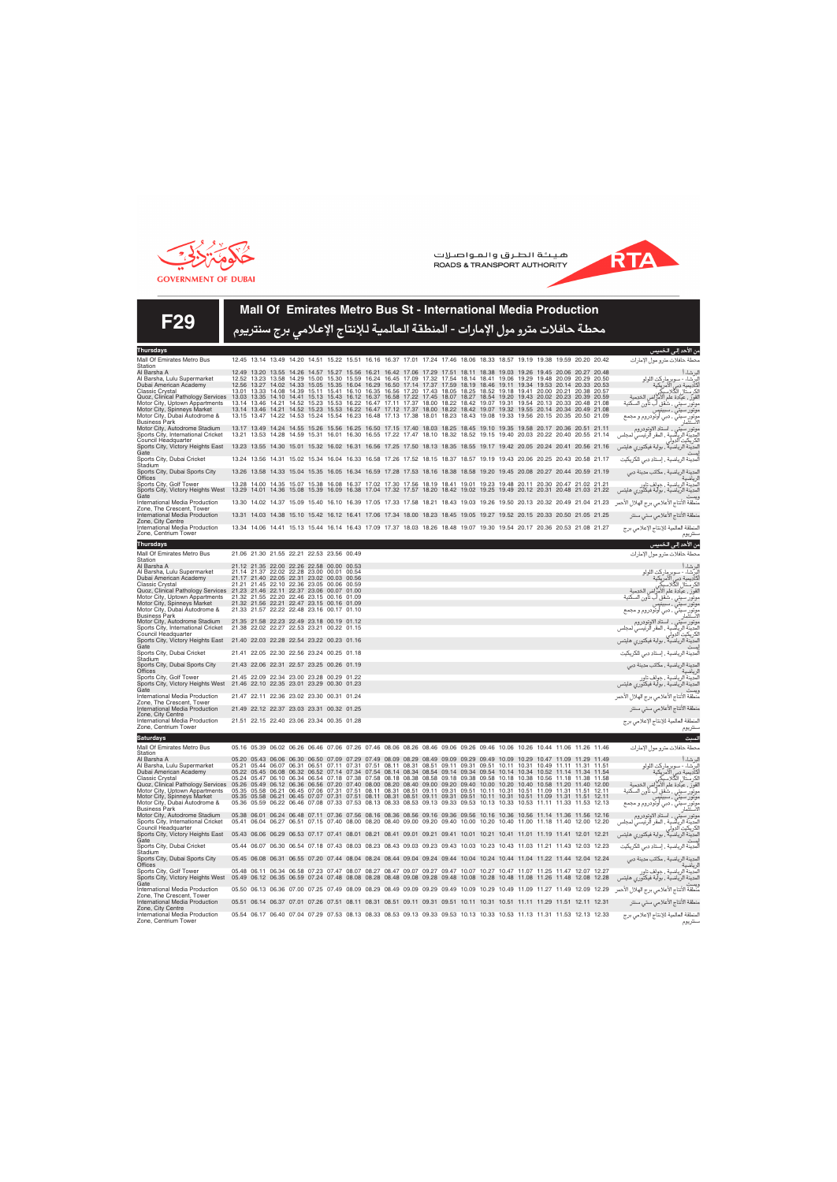RTA هيئة الطرق والمواصلات ROADS & TRANSPORT AUTHORITY

حكومة دبي GOVERNMENT OF DUBAI

# F29

## Mall Of Emirates Metro Bus St - International Media Production

## محطة حافلات مترو مول الإمارات - المنطقة العالمية للإنتاج الإعلامي برج سنتريوم

### Thursdays — من الأحد إلى الخميس

| Stop | | | | | | | | | | | | | | | | | | | | | المحطة |
|---|---|---|---|---|---|---|---|---|---|---|---|---|---|---|---|---|---|---|---|---|---|
| Mall Of Emirates Metro Bus Station | 12.45 | 13.14 | 13.49 | 14.20 | 14.51 | 15.22 | 15.51 | 16.16 | 16.37 | 17.01 | 17.24 | 17.46 | 18.06 | 18.33 | 18.57 | 19.19 | 19.38 | 19.59 | 20.20 | 20.42 | محطة حافلات مترو مول الإمارات |
| Al Barsha A | 12.49 | 13.20 | 13.55 | 14.26 | 14.57 | 15.27 | 15.56 | 16.21 | 16.42 | 17.06 | 17.29 | 17.51 | 18.11 | 18.38 | 19.03 | 19.26 | 19.45 | 20.06 | 20.27 | 20.48 | البرشاء أ |
| Al Barsha, Lulu Supermarket | 12.52 | 13.23 | 13.58 | 14.29 | 15.00 | 15.30 | 15.59 | 16.24 | 16.45 | 17.09 | 17.32 | 17.54 | 18.14 | 18.41 | 19.06 | 19.29 | 19.48 | 20.09 | 20.29 | 20.50 | البرشاء - سوبر ماركت اللولو |
| Dubai American Academy | 12.56 | 13.27 | 14.02 | 14.33 | 15.05 | 15.35 | 16.04 | 16.29 | 16.50 | 17.14 | 17.37 | 17.59 | 18.19 | 18.46 | 19.11 | 19.34 | 19.53 | 20.14 | 20.33 | 20.53 | أكاديمية دبي الأمريكية |
| Classic Crystal | 13.01 | 13.33 | 14.08 | 14.39 | 15.11 | 15.41 | 16.10 | 16.35 | 16.56 | 17.20 | 17.43 | 18.05 | 18.25 | 18.52 | 19.18 | 19.41 | 20.00 | 20.21 | 20.38 | 20.57 | الكريستال الكلاسيكي |
| Quoz, Clinical Pathology Services | 13.03 | 13.35 | 14.10 | 14.41 | 15.13 | 15.43 | 16.12 | 16.37 | 16.58 | 17.22 | 17.45 | 18.07 | 18.27 | 18.54 | 19.20 | 19.43 | 20.02 | 20.23 | 20.39 | 20.59 | القوز، عيادة علم الأمراض الخدمية |
| Motor City, Uptown Apartments | 13.14 | 13.46 | 14.21 | 14.52 | 15.23 | 15.53 | 16.22 | 16.47 | 17.11 | 17.37 | 18.00 | 18.22 | 18.42 | 19.07 | 19.31 | 19.54 | 20.13 | 20.33 | 20.48 | 21.08 | موتور سيتي ، شقق أب تاون السكنية |
| Motor City, Spinneys Market | 13.14 | 13.46 | 14.21 | 14.52 | 15.23 | 15.53 | 16.22 | 16.47 | 17.12 | 17.37 | 18.00 | 18.22 | 18.42 | 19.07 | 19.32 | 19.55 | 20.14 | 20.34 | 20.49 | 21.08 | موتور سيتي ، سبينيس |
| Motor City, Dubai Autodrome & Business Park | 13.15 | 13.47 | 14.22 | 14.53 | 15.24 | 15.54 | 16.23 | 16.48 | 17.13 | 17.38 | 18.01 | 18.23 | 18.43 | 19.08 | 19.33 | 19.56 | 20.15 | 20.35 | 20.50 | 21.09 | موتور سيتي ، دبي أوتودروم و مجمع الاستثمار |
| Motor City, Autodrome Stadium | 13.17 | 13.49 | 14.24 | 14.55 | 15.26 | 15.56 | 16.25 | 16.50 | 17.15 | 17.40 | 18.03 | 18.25 | 18.45 | 19.10 | 19.35 | 19.58 | 20.17 | 20.36 | 20.51 | 21.11 | موتور سيتي ، استاد الاوتودروم |
| Sports City, International Cricket Council Headquarter | 13.21 | 13.53 | 14.28 | 14.59 | 15.31 | 16.01 | 16.30 | 16.55 | 17.22 | 17.47 | 18.10 | 18.32 | 18.52 | 19.15 | 19.40 | 20.03 | 20.22 | 20.40 | 20.55 | 21.14 | المدينة الرياضية ، المقر الرئيسي لمجلس الكريكيت الدولي |
| Sports City, Victory Heights East Gate | 13.23 | 13.55 | 14.30 | 15.01 | 15.32 | 16.02 | 16.31 | 16.56 | 17.25 | 17.50 | 18.13 | 18.35 | 18.55 | 19.17 | 19.42 | 20.05 | 20.24 | 20.41 | 20.56 | 21.16 | المدينة الرياضية ، بوابة فيكتوري هايتس ايست |
| Sports City, Dubai Cricket Stadium | 13.24 | 13.56 | 14.31 | 15.02 | 15.34 | 16.04 | 16.33 | 16.58 | 17.26 | 17.52 | 18.15 | 18.37 | 18.57 | 19.19 | 19.43 | 20.06 | 20.25 | 20.43 | 20.58 | 21.17 | المدينة الرياضية ، استاد دبي للكريكيت |
| Sports City, Dubai Sports City Offices | 13.26 | 13.58 | 14.33 | 15.04 | 15.35 | 16.05 | 16.34 | 16.59 | 17.28 | 17.53 | 18.16 | 18.38 | 18.58 | 19.20 | 19.45 | 20.08 | 20.27 | 20.44 | 20.59 | 21.19 | المدينة الرياضية ، مكاتب مدينة دبي الرياضية |
| Sports City, Golf Tower | 13.28 | 14.00 | 14.35 | 15.07 | 15.38 | 16.08 | 16.37 | 17.02 | 17.30 | 17.56 | 18.19 | 18.41 | 19.01 | 19.23 | 19.48 | 20.11 | 20.30 | 20.47 | 21.02 | 21.21 | المدينة الرياضية ، جولف تاور |
| Sports City, Victory Heights West Gate | 13.29 | 14.01 | 14.36 | 15.08 | 15.39 | 16.09 | 16.38 | 17.04 | 17.32 | 17.57 | 18.20 | 18.42 | 19.02 | 19.25 | 19.49 | 20.12 | 20.31 | 20.48 | 21.03 | 21.22 | المدينة الرياضية ، بوابة فيكتوري هايتس ويست |
| International Media Production Zone, The Crescent, Tower | 13.30 | 14.02 | 14.37 | 15.09 | 15.40 | 16.10 | 16.39 | 17.05 | 17.33 | 17.58 | 18.21 | 18.43 | 19.03 | 19.26 | 19.50 | 20.13 | 20.32 | 20.49 | 21.04 | 21.23 | منطقة الانتاج الاعلامي برج الهلال الأحمر |
| International Media Production Zone, City Centre | 13.31 | 14.03 | 14.38 | 15.10 | 15.42 | 16.12 | 16.41 | 17.06 | 17.34 | 18.00 | 18.23 | 18.45 | 19.05 | 19.27 | 19.52 | 20.15 | 20.33 | 20.50 | 21.05 | 21.25 | منطقة الإنتاج الأعلامي سيتي سنتر |
| International Media Production Zone, Centrium Tower | 13.34 | 14.06 | 14.41 | 15.13 | 15.44 | 16.14 | 16.43 | 17.09 | 17.37 | 18.03 | 18.26 | 18.48 | 19.07 | 19.30 | 19.54 | 20.17 | 20.36 | 20.53 | 21.08 | 21.27 | المنطقة العالمية للإنتاج الإعلامي برج سنتريوم |

### Thursdays — من الأحد إلى الخميس

| Stop | | | | | | | | المحطة |
|---|---|---|---|---|---|---|---|---|
| Mall Of Emirates Metro Bus Station | 21.06 | 21.30 | 21.55 | 22.21 | 22.53 | 23.56 | 00.49 | محطة حافلات مترو مول الإمارات |
| Al Barsha A | 21.12 | 21.35 | 22.00 | 22.26 | 22.58 | 00.00 | 00.53 | البرشاء أ |
| Al Barsha, Lulu Supermarket | 21.14 | 21.37 | 22.02 | 22.28 | 23.00 | 00.01 | 00.54 | البرشاء - سوبر ماركت اللولو |
| Dubai American Academy | 21.17 | 21.40 | 22.05 | 22.31 | 23.02 | 00.03 | 00.56 | أكاديمية دبي الأمريكية |
| Classic Crystal | 21.21 | 21.45 | 22.10 | 22.36 | 23.05 | 00.06 | 00.59 | الكريستال الكلاسيكي |
| Quoz, Clinical Pathology Services | 21.23 | 21.46 | 22.11 | 22.37 | 23.06 | 00.07 | 01.00 | القوز، عيادة علم الأمراض الخدمية |
| Motor City, Uptown Apartments | 21.32 | 21.55 | 22.20 | 22.46 | 23.15 | 00.16 | 01.09 | موتور سيتي ، شقق أب تاون السكنية |
| Motor City, Spinneys Market | 21.32 | 21.56 | 22.21 | 22.47 | 23.15 | 00.16 | 01.09 | موتور سيتي ، سبينيس |
| Motor City, Dubai Autodrome & Business Park | 21.33 | 21.57 | 22.22 | 22.48 | 23.16 | 00.17 | 01.10 | موتور سيتي ، دبي أوتودروم و مجمع الاستثمار |
| Motor City, Autodrome Stadium | 21.35 | 21.58 | 22.23 | 22.49 | 23.18 | 00.19 | 01.12 | موتور سيتي ، استاد الاوتودروم |
| Sports City, International Cricket Council Headquarter | 21.38 | 22.02 | 22.27 | 22.53 | 23.21 | 00.22 | 01.15 | المدينة الرياضية ، المقر الرئيسي لمجلس الكريكيت الدولي |
| Sports City, Victory Heights East Gate | 21.40 | 22.03 | 22.28 | 22.54 | 23.22 | 00.23 | 01.16 | المدينة الرياضية ، بوابة فيكتوري هايتس ايست |
| Sports City, Dubai Cricket Stadium | 21.41 | 22.05 | 22.30 | 22.56 | 23.24 | 00.25 | 01.18 | المدينة الرياضية ، استاد دبي للكريكيت |
| Sports City, Dubai Sports City Offices | 21.43 | 22.06 | 22.31 | 22.57 | 23.25 | 00.26 | 01.19 | المدينة الرياضية ، مكاتب مدينة دبي الرياضية |
| Sports City, Golf Tower | 21.45 | 22.09 | 22.34 | 23.00 | 23.28 | 00.29 | 01.22 | المدينة الرياضية ، جولف تاور |
| Sports City, Victory Heights West Gate | 21.46 | 22.10 | 22.35 | 23.01 | 23.29 | 00.30 | 01.23 | المدينة الرياضية ، بوابة فيكتوري هايتس ويست |
| International Media Production Zone, The Crescent, Tower | 21.47 | 22.11 | 22.36 | 23.02 | 23.30 | 00.31 | 01.24 | منطقة الانتاج الاعلامي برج الهلال الأحمر |
| International Media Production Zone, City Centre | 21.49 | 22.12 | 22.37 | 23.03 | 23.31 | 00.32 | 01.25 | منطقة الإنتاج الأعلامي سيتي سنتر |
| International Media Production Zone, Centrium Tower | 21.51 | 22.15 | 22.40 | 23.06 | 23.34 | 00.35 | 01.28 | المنطقة العالمية للإنتاج الإعلامي برج سنتريوم |

### Saturdays — السبت

| Stop | | | | | | | | | | | | | | | | | | | | | المحطة |
|---|---|---|---|---|---|---|---|---|---|---|---|---|---|---|---|---|---|---|---|---|---|
| Mall Of Emirates Metro Bus Station | 05.16 | 05.39 | 06.02 | 06.26 | 06.46 | 07.06 | 07.26 | 07.46 | 08.06 | 08.26 | 08.46 | 09.06 | 09.26 | 09.46 | 10.06 | 10.26 | 10.44 | 11.06 | 11.26 | 11.46 | محطة حافلات مترو مول الإمارات |
| Al Barsha A | 05.20 | 05.43 | 06.06 | 06.30 | 06.50 | 07.09 | 07.29 | 07.49 | 08.09 | 08.29 | 08.49 | 09.09 | 09.29 | 09.49 | 10.09 | 10.29 | 10.47 | 11.09 | 11.29 | 11.49 | البرشاء أ |
| Al Barsha, Lulu Supermarket | 05.21 | 05.44 | 06.07 | 06.31 | 06.51 | 07.11 | 07.31 | 07.51 | 08.11 | 08.31 | 08.51 | 09.11 | 09.31 | 09.51 | 10.11 | 10.31 | 10.49 | 11.11 | 11.31 | 11.51 | البرشاء - سوبر ماركت اللولو |
| Dubai American Academy | 05.22 | 05.45 | 06.08 | 06.32 | 06.52 | 07.14 | 07.34 | 07.54 | 08.14 | 08.34 | 08.54 | 09.14 | 09.34 | 09.54 | 10.14 | 10.34 | 10.52 | 11.14 | 11.34 | 11.54 | أكاديمية دبي الأمريكية |
| Classic Crystal | 05.24 | 05.47 | 06.10 | 06.34 | 06.54 | 07.18 | 07.38 | 07.58 | 08.18 | 08.38 | 08.58 | 09.18 | 09.38 | 09.58 | 10.18 | 10.38 | 10.56 | 11.18 | 11.38 | 11.58 | الكريستال الكلاسيكي |
| Quoz, Clinical Pathology Services | 05.26 | 05.49 | 06.12 | 06.36 | 06.56 | 07.20 | 07.40 | 08.00 | 08.20 | 08.40 | 09.00 | 09.20 | 09.40 | 10.00 | 10.20 | 10.40 | 10.58 | 11.20 | 11.40 | 12.00 | القوز، عيادة علم الأمراض الخدمية |
| Motor City, Uptown Apartments | 05.35 | 05.58 | 06.21 | 06.45 | 07.06 | 07.31 | 07.51 | 08.11 | 08.31 | 08.51 | 09.11 | 09.31 | 09.51 | 10.11 | 10.31 | 10.51 | 11.09 | 11.31 | 11.51 | 12.11 | موتور سيتي ، شقق أب تاون السكنية |
| Motor City, Spinneys Market | 05.35 | 05.58 | 06.21 | 06.45 | 07.07 | 07.31 | 07.51 | 08.11 | 08.31 | 08.51 | 09.11 | 09.31 | 09.51 | 10.11 | 10.31 | 10.51 | 11.09 | 11.31 | 11.51 | 12.11 | موتور سيتي ، سبينيس |
| Motor City, Dubai Autodrome & Business Park | 05.36 | 05.59 | 06.22 | 06.46 | 07.08 | 07.33 | 07.53 | 08.13 | 08.33 | 08.53 | 09.13 | 09.33 | 09.53 | 10.13 | 10.33 | 10.53 | 11.11 | 11.33 | 11.53 | 12.13 | موتور سيتي ، دبي أوتودروم و مجمع الاستثمار |
| Motor City, Autodrome Stadium | 05.38 | 06.01 | 06.24 | 06.48 | 07.11 | 07.36 | 07.56 | 08.16 | 08.36 | 08.56 | 09.16 | 09.36 | 09.56 | 10.16 | 10.36 | 10.56 | 11.14 | 11.36 | 11.56 | 12.16 | موتور سيتي ، استاد الاوتودروم |
| Sports City, International Cricket Council Headquarter | 05.41 | 06.04 | 06.27 | 06.51 | 07.15 | 07.40 | 08.00 | 08.20 | 08.40 | 09.00 | 09.20 | 09.40 | 10.00 | 10.20 | 10.40 | 11.00 | 11.18 | 11.40 | 12.00 | 12.20 | المدينة الرياضية ، المقر الرئيسي لمجلس الكريكيت الدولي |
| Sports City, Victory Heights East Gate | 05.43 | 06.06 | 06.29 | 06.53 | 07.17 | 07.41 | 08.01 | 08.21 | 08.41 | 09.01 | 09.21 | 09.41 | 10.01 | 10.21 | 10.41 | 11.01 | 11.19 | 11.41 | 12.01 | 12.21 | المدينة الرياضية ، بوابة فيكتوري هايتس ايست |
| Sports City, Dubai Cricket Stadium | 05.44 | 06.07 | 06.30 | 06.54 | 07.18 | 07.43 | 08.03 | 08.23 | 08.43 | 09.03 | 09.23 | 09.43 | 10.03 | 10.23 | 10.43 | 11.03 | 11.21 | 11.43 | 12.03 | 12.23 | المدينة الرياضية ، استاد دبي للكريكيت |
| Sports City, Dubai Sports City Offices | 05.45 | 06.08 | 06.31 | 06.55 | 07.20 | 07.44 | 08.04 | 08.24 | 08.44 | 09.04 | 09.24 | 09.44 | 10.04 | 10.24 | 10.44 | 11.04 | 11.22 | 11.44 | 12.04 | 12.24 | المدينة الرياضية ، مكاتب مدينة دبي الرياضية |
| Sports City, Golf Tower | 05.48 | 06.11 | 06.34 | 06.58 | 07.23 | 07.47 | 08.07 | 08.27 | 08.47 | 09.07 | 09.27 | 09.47 | 10.07 | 10.27 | 10.47 | 11.07 | 11.25 | 11.47 | 12.07 | 12.27 | المدينة الرياضية ، جولف تاور |
| Sports City, Victory Heights West Gate | 05.49 | 06.12 | 06.35 | 06.59 | 07.24 | 07.48 | 08.08 | 08.28 | 08.48 | 09.08 | 09.28 | 09.48 | 10.08 | 10.28 | 10.48 | 11.08 | 11.26 | 11.48 | 12.08 | 12.28 | المدينة الرياضية ، بوابة فيكتوري هايتس ويست |
| International Media Production Zone, The Crescent, Tower | 05.50 | 06.13 | 06.36 | 07.00 | 07.25 | 07.49 | 08.09 | 08.29 | 08.49 | 09.09 | 09.29 | 09.49 | 10.09 | 10.29 | 10.49 | 11.09 | 11.27 | 11.49 | 12.09 | 12.29 | منطقة الانتاج الاعلامي برج الهلال الأحمر |
| International Media Production Zone, City Centre | 05.51 | 06.14 | 06.37 | 07.01 | 07.26 | 07.51 | 08.11 | 08.31 | 08.51 | 09.11 | 09.31 | 09.51 | 10.11 | 10.31 | 10.51 | 11.11 | 11.29 | 11.51 | 12.11 | 12.31 | منطقة الإنتاج الأعلامي سيتي سنتر |
| International Media Production Zone, Centrium Tower | 05.54 | 06.17 | 06.40 | 07.04 | 07.29 | 07.53 | 08.13 | 08.33 | 08.53 | 09.13 | 09.33 | 09.53 | 10.13 | 10.33 | 10.53 | 11.13 | 11.31 | 11.53 | 12.13 | 12.33 | المنطقة العالمية للإنتاج الإعلامي برج سنتريوم |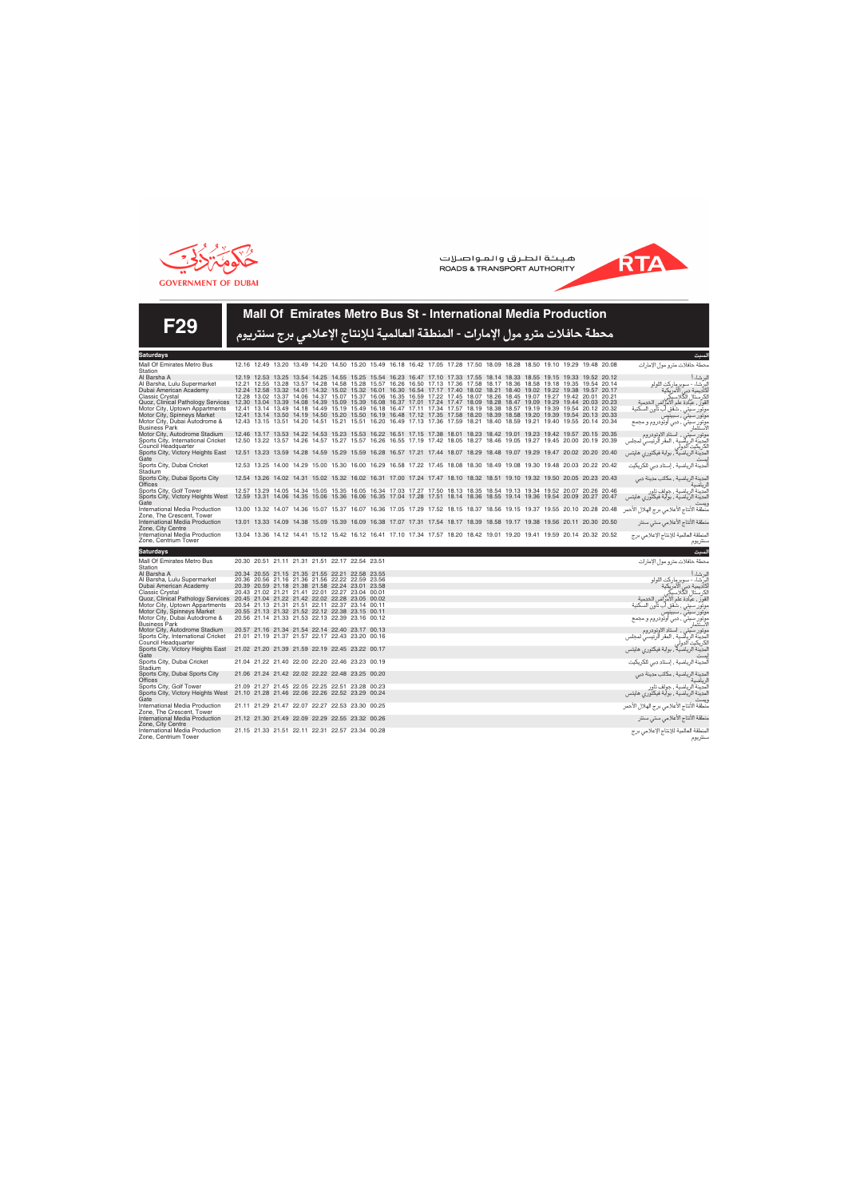GOVERNMENT OF DUBAI

هيئة الطرق والمواصلات
ROADS & TRANSPORT AUTHORITY

# F29

## Mall Of Emirates Metro Bus St - International Media Production

## محطة حافلات مترو مول الإمارات - المنطقة العالمية للإنتاج الإعلامي برج سنتريوم

### Saturdays / السبت

| Stop | | | | | | | | | | | | | | | | | | | | | | | Arabic |
|---|---|---|---|---|---|---|---|---|---|---|---|---|---|---|---|---|---|---|---|---|---|---|---|
| Mall Of Emirates Metro Bus Station | 12.16 | 12.49 | 13.20 | 13.49 | 14.20 | 14.50 | 15.20 | 15.49 | 16.18 | 16.42 | 17.05 | 17.28 | 17.50 | 18.09 | 18.28 | 18.50 | 19.10 | 19.29 | 19.48 | 20.08 | | | محطة حافلات مترو مول الإمارات |
| Al Barsha A | 12.19 | 12.53 | 13.25 | 13.54 | 14.25 | 14.55 | 15.25 | 15.54 | 16.23 | 16.47 | 17.10 | 17.33 | 17.55 | 18.14 | 18.33 | 18.55 | 19.15 | 19.33 | 19.52 | 20.12 | | | البرشاء أ |
| Al Barsha, Lulu Supermarket | 12.21 | 12.55 | 13.28 | 13.57 | 14.28 | 14.58 | 15.28 | 15.57 | 16.26 | 16.50 | 17.13 | 17.36 | 17.58 | 18.17 | 18.36 | 18.58 | 19.18 | 19.35 | 19.54 | 20.14 | | | البرشاء - سوبرماركت اللولو |
| Dubai American Academy | 12.24 | 12.58 | 13.32 | 14.01 | 14.32 | 15.02 | 15.32 | 16.01 | 16.30 | 16.54 | 17.17 | 17.40 | 18.02 | 18.21 | 18.40 | 19.02 | 19.22 | 19.38 | 19.57 | 20.17 | | | أكاديمية دبي الأمريكية |
| Classic Crystal | 12.28 | 13.02 | 13.37 | 14.06 | 14.37 | 15.07 | 15.37 | 16.06 | 16.35 | 16.59 | 17.22 | 17.45 | 18.07 | 18.26 | 18.45 | 19.07 | 19.27 | 19.42 | 20.01 | 20.21 | | | الكريستال الكلاسيكي |
| Quoz, Clinical Pathology Services | 12.30 | 13.04 | 13.39 | 14.08 | 14.39 | 15.09 | 15.39 | 16.08 | 16.37 | 17.01 | 17.24 | 17.47 | 18.09 | 18.28 | 18.47 | 19.09 | 19.29 | 19.44 | 20.03 | 20.23 | | | القوز، عيادة علم الأمراض الخدمية |
| Motor City, Uptown Apartments | 12.41 | 13.14 | 13.49 | 14.18 | 14.49 | 15.19 | 15.49 | 16.18 | 16.47 | 17.11 | 17.34 | 17.57 | 18.19 | 18.38 | 18.57 | 19.19 | 19.39 | 19.54 | 20.12 | 20.32 | | | موتور سيتي ، شقق أب تاون السكنية |
| Motor City, Spinneys Market | 12.41 | 13.14 | 13.50 | 14.19 | 14.50 | 15.20 | 15.50 | 16.19 | 16.48 | 17.12 | 17.35 | 17.58 | 18.20 | 18.39 | 18.58 | 19.20 | 19.39 | 19.54 | 20.13 | 20.33 | | | موتور سيتي ، سبينيس |
| Motor City, Dubai Autodrome & Business Park | 12.43 | 13.15 | 13.51 | 14.20 | 14.51 | 15.21 | 15.51 | 16.20 | 16.49 | 17.13 | 17.36 | 17.59 | 18.21 | 18.40 | 18.59 | 19.21 | 19.40 | 19.55 | 20.14 | 20.34 | | | موتور سيتي ، دبي أوتودروم و مجمع الأستثمار |
| Motor City, Autodrome Stadium | 12.46 | 13.17 | 13.53 | 14.22 | 14.53 | 15.23 | 15.53 | 16.22 | 16.51 | 17.15 | 17.38 | 18.01 | 18.23 | 18.42 | 19.01 | 19.23 | 19.42 | 19.57 | 20.15 | 20.35 | | | موتور سيتي ، استاد الاوتودروم |
| Sports City, International Cricket Council Headquarter | 12.50 | 13.22 | 13.57 | 14.26 | 14.57 | 15.27 | 15.57 | 16.26 | 16.55 | 17.19 | 17.42 | 18.05 | 18.27 | 18.46 | 19.05 | 19.27 | 19.45 | 20.00 | 20.19 | 20.39 | | | المدينة الرياضية ، المقر الرئيسي لمجلس الكريكيت الدولي |
| Sports City, Victory Heights East Gate | 12.51 | 13.23 | 13.59 | 14.28 | 14.59 | 15.29 | 15.59 | 16.28 | 16.57 | 17.21 | 17.44 | 18.07 | 18.29 | 18.48 | 19.07 | 19.29 | 19.47 | 20.02 | 20.20 | 20.40 | | | المدينة الرياضية ، بوابة فيكتوري هايتس إيست |
| Sports City, Dubai Cricket Stadium | 12.53 | 13.25 | 14.00 | 14.29 | 15.00 | 15.30 | 16.00 | 16.29 | 16.58 | 17.22 | 17.45 | 18.08 | 18.30 | 18.49 | 19.08 | 19.30 | 19.48 | 20.03 | 20.22 | 20.42 | | | المدينة الرياضية ، إستاد دبي للكريكيت |
| Sports City, Dubai Sports City Offices | 12.54 | 13.26 | 14.02 | 14.31 | 15.02 | 15.32 | 16.02 | 16.31 | 17.00 | 17.24 | 17.47 | 18.10 | 18.32 | 18.51 | 19.10 | 19.32 | 19.50 | 20.05 | 20.23 | 20.43 | | | المدينة الرياضية ، مكاتب مدينة دبي الرياضية |
| Sports City, Golf Tower | 12.57 | 13.29 | 14.05 | 14.34 | 15.05 | 15.35 | 16.05 | 16.34 | 17.03 | 17.27 | 17.50 | 18.13 | 18.35 | 18.54 | 19.13 | 19.34 | 19.52 | 20.07 | 20.26 | 20.46 | | | المدينة الرياضية ، جولف تاور |
| Sports City, Victory Heights West Gate | 12.59 | 13.31 | 14.06 | 14.35 | 15.06 | 15.36 | 16.06 | 16.35 | 17.04 | 17.28 | 17.51 | 18.14 | 18.36 | 18.55 | 19.14 | 19.36 | 19.54 | 20.09 | 20.27 | 20.47 | | | المدينة الرياضية ، بوابة فيكتوري هايتس ويست |
| International Media Production Zone, The Crescent, Tower | 13.00 | 13.32 | 14.07 | 14.36 | 15.07 | 15.37 | 16.07 | 16.36 | 17.05 | 17.29 | 17.52 | 18.15 | 18.37 | 18.56 | 19.15 | 19.37 | 19.55 | 20.10 | 20.28 | 20.48 | | | منطقة الأنتاج الأعلامي برج الهلال الأحمر |
| International Media Production Zone, City Centre | 13.01 | 13.33 | 14.09 | 14.38 | 15.09 | 15.39 | 16.09 | 16.38 | 17.07 | 17.31 | 17.54 | 18.17 | 18.39 | 18.58 | 19.17 | 19.38 | 19.56 | 20.11 | 20.30 | 20.50 | | | منطقة الأنتاج الأعلامي سيتي سنتر |
| International Media Production Zone, Centrium Tower | 13.04 | 13.36 | 14.12 | 14.41 | 15.12 | 15.42 | 16.12 | 16.41 | 17.10 | 17.34 | 17.57 | 18.20 | 18.42 | 19.01 | 19.20 | 19.41 | 19.59 | 20.14 | 20.32 | 20.52 | | | المنطقة العالمية للإنتاج الإعلامي برج سنتريوم |

### Saturdays / السبت

| Stop | | | | | | | | | Arabic |
|---|---|---|---|---|---|---|---|---|---|
| Mall Of Emirates Metro Bus Station | 20.30 | 20.51 | 21.11 | 21.31 | 21.51 | 22.17 | 22.54 | 23.51 | محطة حافلات مترو مول الإمارات |
| Al Barsha A | 20.34 | 20.55 | 21.15 | 21.35 | 21.55 | 22.21 | 22.58 | 23.55 | البرشاء أ |
| Al Barsha, Lulu Supermarket | 20.36 | 20.56 | 21.16 | 21.36 | 21.56 | 22.22 | 22.59 | 23.56 | البرشاء - سوبرماركت اللولو |
| Dubai American Academy | 20.39 | 20.59 | 21.18 | 21.38 | 21.58 | 22.24 | 23.01 | 23.58 | أكاديمية دبي الأمريكية |
| Classic Crystal | 20.43 | 21.02 | 21.21 | 21.41 | 22.01 | 22.27 | 23.04 | 00.01 | الكريستال الكلاسيكي |
| Quoz, Clinical Pathology Services | 20.45 | 21.04 | 21.22 | 21.42 | 22.02 | 22.28 | 23.05 | 00.02 | القوز، عيادة علم الأمراض الخدمية |
| Motor City, Uptown Apartments | 20.54 | 21.13 | 21.31 | 21.51 | 22.11 | 22.37 | 23.14 | 00.11 | موتور سيتي ، شقق أب تاون السكنية |
| Motor City, Spinneys Market | 20.55 | 21.13 | 21.32 | 21.52 | 22.12 | 22.38 | 23.15 | 00.11 | موتور سيتي ، سبينيس |
| Motor City, Dubai Autodrome & Business Park | 20.56 | 21.14 | 21.33 | 21.53 | 22.13 | 22.39 | 23.16 | 00.12 | موتور سيتي ، دبي أوتودروم و مجمع الأستثمار |
| Motor City, Autodrome Stadium | 20.57 | 21.16 | 21.34 | 21.54 | 22.14 | 22.40 | 23.17 | 00.13 | موتور سيتي ، استاد الاوتودروم |
| Sports City, International Cricket Council Headquarter | 21.01 | 21.19 | 21.37 | 21.57 | 22.17 | 22.43 | 23.20 | 00.16 | المدينة الرياضية ، المقر الرئيسي لمجلس الكريكيت الدولي |
| Sports City, Victory Heights East Gate | 21.02 | 21.20 | 21.39 | 21.59 | 22.19 | 22.45 | 23.22 | 00.17 | المدينة الرياضية ، بوابة فيكتوري هايتس إيست |
| Sports City, Dubai Cricket Stadium | 21.04 | 21.22 | 21.40 | 22.00 | 22.20 | 22.46 | 23.23 | 00.19 | المدينة الرياضية ، إستاد دبي للكريكيت |
| Sports City, Dubai Sports City Offices | 21.06 | 21.24 | 21.42 | 22.02 | 22.22 | 22.48 | 23.25 | 00.20 | المدينة الرياضية ، مكاتب مدينة دبي الرياضية |
| Sports City, Golf Tower | 21.09 | 21.27 | 21.45 | 22.05 | 22.25 | 22.51 | 23.28 | 00.23 | المدينة الرياضية ، جولف تاور |
| Sports City, Victory Heights West Gate | 21.10 | 21.28 | 21.46 | 22.06 | 22.26 | 22.52 | 23.29 | 00.24 | المدينة الرياضية ، بوابة فيكتوري هايتس ويست |
| International Media Production Zone, The Crescent, Tower | 21.11 | 21.29 | 21.47 | 22.07 | 22.27 | 22.53 | 23.30 | 00.25 | منطقة الأنتاج الأعلامي برج الهلال الأحمر |
| International Media Production Zone, City Centre | 21.12 | 21.30 | 21.49 | 22.09 | 22.29 | 22.55 | 23.32 | 00.26 | منطقة الأنتاج الأعلامي سيتي سنتر |
| International Media Production Zone, Centrium Tower | 21.15 | 21.33 | 21.51 | 22.11 | 22.31 | 22.57 | 23.34 | 00.28 | المنطقة العالمية للإنتاج الإعلامي برج سنتريوم |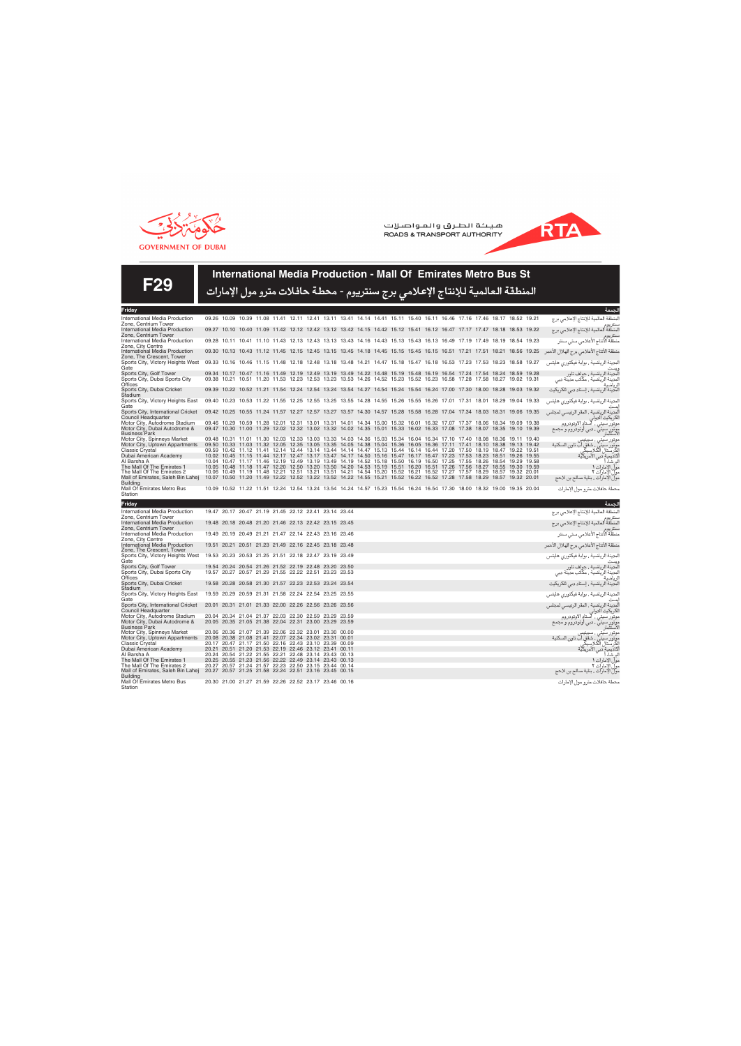GOVERNMENT OF DUBAI

هيئة الطرق والمواصلات
ROADS & TRANSPORT AUTHORITY

RTA

# F29

## International Media Production - Mall Of Emirates Metro Bus St

## المنطقة العالمية للإنتاج الإعلامي برج سنتريوم - محطة حافلات مترو مول الإمارات

**Friday** — الجمعة

| Stop | | | | | | | | | | | | | | | | | | | | | | Arabic |
|---|---|---|---|---|---|---|---|---|---|---|---|---|---|---|---|---|---|---|---|---|---|---|
| International Media Production Zone, Centrium Tower | 09.26 | 10.09 | 10.39 | 11.08 | 11.41 | 12.11 | 12.41 | 13.11 | 13.41 | 14.14 | 14.41 | 15.11 | 15.40 | 16.11 | 16.46 | 17.16 | 17.46 | 18.17 | 18.52 | 19.21 | | المنطقة العالمية للإنتاج الإعلامي برج سنتريوم |
| International Media Production Zone, Centrium Tower | 09.27 | 10.10 | 10.40 | 11.09 | 11.42 | 12.12 | 12.42 | 13.12 | 13.42 | 14.15 | 14.42 | 15.12 | 15.41 | 16.12 | 16.47 | 17.17 | 17.47 | 18.18 | 18.53 | 19.22 | | المنطقة العالمية للإنتاج الإعلامي برج سنتريوم |
| International Media Production Zone, City Centre | 09.28 | 10.11 | 10.41 | 11.10 | 11.43 | 12.13 | 12.43 | 13.13 | 13.43 | 14.16 | 14.43 | 15.13 | 15.43 | 16.13 | 16.49 | 17.19 | 17.49 | 18.19 | 18.54 | 19.23 | | منطقة الأنتاج الأعلامي سيتي سنتر |
| International Media Production Zone, The Crescent, Tower | 09.30 | 10.13 | 10.43 | 11.12 | 11.45 | 12.15 | 12.45 | 13.15 | 13.45 | 14.18 | 14.45 | 15.15 | 15.45 | 16.15 | 16.51 | 17.21 | 17.51 | 18.21 | 18.56 | 19.25 | | منطقة الأنتاج الأعلامي برج الهلال الأحمر |
| Sports City, Victory Heights West Gate | 09.33 | 10.16 | 10.46 | 11.15 | 11.48 | 12.18 | 12.48 | 13.18 | 13.48 | 14.21 | 14.47 | 15.18 | 15.47 | 16.18 | 16.53 | 17.23 | 17.53 | 18.23 | 18.58 | 19.27 | | المدينة الرياضية ، بوابة فيكتوري هايتس ويست |
| Sports City, Golf Tower | 09.34 | 10.17 | 10.47 | 11.16 | 11.49 | 12.19 | 12.49 | 13.19 | 13.49 | 14.22 | 14.48 | 15.19 | 15.48 | 16.19 | 16.54 | 17.24 | 17.54 | 18.24 | 18.59 | 19.28 | | المدينة الرياضية ، جولف تاور |
| Sports City, Dubai Sports City Offices | 09.38 | 10.21 | 10.51 | 11.20 | 11.53 | 12.23 | 12.53 | 13.23 | 13.53 | 14.26 | 14.52 | 15.23 | 15.52 | 16.23 | 16.58 | 17.28 | 17.58 | 18.27 | 19.02 | 19.31 | | المدينة الرياضية ، مكاتب مدينة دبي الرياضية |
| Sports City, Dubai Cricket Stadium | 09.39 | 10.22 | 10.52 | 11.21 | 11.54 | 12.24 | 12.54 | 13.24 | 13.54 | 14.27 | 14.54 | 15.24 | 15.54 | 16.24 | 17.00 | 17.30 | 18.00 | 18.28 | 19.03 | 19.32 | | المدينة الرياضية ، إستاد دبي للكريكيت |
| Sports City, Victory Heights East Gate | 09.40 | 10.23 | 10.53 | 11.22 | 11.55 | 12.25 | 12.55 | 13.25 | 13.55 | 14.28 | 14.55 | 15.26 | 15.55 | 16.26 | 17.01 | 17.31 | 18.01 | 18.29 | 19.04 | 19.33 | | المدينة الرياضية ، بوابة فيكتوري هايتس إيست |
| Sports City, International Cricket Council Headquarter | 09.42 | 10.25 | 10.55 | 11.24 | 11.57 | 12.27 | 12.57 | 13.27 | 13.57 | 14.30 | 14.57 | 15.28 | 15.58 | 16.28 | 17.04 | 17.34 | 18.03 | 18.31 | 19.06 | 19.35 | | المدينة الرياضية ، المقر الرئيسي لمجلس الكريكيت الدولي |
| Motor City, Autodrome Stadium | 09.46 | 10.29 | 10.59 | 11.28 | 12.01 | 12.31 | 13.01 | 13.31 | 14.01 | 14.34 | 15.00 | 15.32 | 16.01 | 16.32 | 17.07 | 17.37 | 18.06 | 18.34 | 19.09 | 19.38 | | موتور سيتي ، ستاد الاوتودروم |
| Motor City, Dubai Autodrome & Business Park | 09.47 | 10.30 | 11.00 | 11.29 | 12.02 | 12.32 | 13.02 | 13.32 | 14.02 | 14.35 | 15.01 | 15.33 | 16.02 | 16.33 | 17.08 | 17.38 | 18.07 | 18.35 | 19.10 | 19.39 | | موتور سيتي ، دبي أوتودروم و مجمع الأعمال |
| Motor City, Spinneys Market | 09.48 | 10.31 | 11.01 | 11.30 | 12.03 | 12.33 | 13.03 | 13.33 | 14.03 | 14.36 | 15.03 | 15.34 | 16.04 | 16.34 | 17.10 | 17.40 | 18.08 | 18.36 | 19.11 | 19.40 | | موتور سيتي ، سبينس |
| Motor City, Uptown Appartments | 09.50 | 10.33 | 11.03 | 11.32 | 12.05 | 12.35 | 13.05 | 13.35 | 14.05 | 14.38 | 15.04 | 15.36 | 16.05 | 16.36 | 17.11 | 17.41 | 18.10 | 18.38 | 19.13 | 19.42 | | موتور سيتي ، شقق أب تاون السكنية |
| Classic Crystal | 09.59 | 10.42 | 11.12 | 11.41 | 12.14 | 12.44 | 13.14 | 13.44 | 14.14 | 14.47 | 15.13 | 15.44 | 16.14 | 16.44 | 17.20 | 17.50 | 18.19 | 18.47 | 19.22 | 19.51 | | الكرستال الكلاسيكي |
| Dubai American Academy | 10.02 | 10.45 | 11.15 | 11.44 | 12.17 | 12.47 | 13.17 | 13.47 | 14.17 | 14.50 | 15.16 | 15.47 | 16.17 | 16.47 | 17.23 | 17.53 | 18.23 | 18.51 | 19.26 | 19.55 | | أكاديمية دبي الأمريكية |
| Al Barsha A | 10.04 | 10.47 | 11.17 | 11.46 | 12.19 | 12.49 | 13.19 | 13.49 | 14.19 | 14.52 | 15.18 | 15.50 | 16.19 | 16.50 | 17.25 | 17.55 | 18.26 | 18.54 | 19.29 | 19.58 | | البرشاء أ |
| The Mall Of The Emirates 1 | 10.05 | 10.48 | 11.18 | 11.47 | 12.20 | 12.50 | 13.20 | 13.50 | 14.20 | 14.53 | 15.19 | 15.51 | 16.20 | 16.51 | 17.26 | 17.56 | 18.27 | 18.55 | 19.30 | 19.59 | | مول الإمارات ١ |
| The Mall Of The Emirates 2 | 10.06 | 10.49 | 11.19 | 11.48 | 12.21 | 12.51 | 13.21 | 13.51 | 14.21 | 14.54 | 15.20 | 15.52 | 16.21 | 16.52 | 17.27 | 17.57 | 18.29 | 18.57 | 19.32 | 20.01 | | مول الإمارات ٢ |
| Mall of Emirates, Saleh Bin Lahej Building | 10.07 | 10.50 | 11.20 | 11.49 | 12.22 | 12.52 | 13.22 | 13.52 | 14.22 | 14.55 | 15.21 | 15.52 | 16.22 | 16.52 | 17.28 | 17.58 | 18.29 | 18.57 | 19.32 | 20.01 | | مول الإمارات ، بناية صالح بن لاحج |
| Mall Of Emirates Metro Bus Station | 10.09 | 10.52 | 11.22 | 11.51 | 12.24 | 12.54 | 13.24 | 13.54 | 14.24 | 14.57 | 15.23 | 15.54 | 16.24 | 16.54 | 17.30 | 18.00 | 18.32 | 19.00 | 19.35 | 20.04 | | محطة حافلات مترو مول الإمارات |

**Friday** — الجمعة

| Stop | | | | | | | | | Arabic |
|---|---|---|---|---|---|---|---|---|---|
| International Media Production Zone, Centrium Tower | 19.47 | 20.17 | 20.47 | 21.19 | 21.45 | 22.12 | 22.41 | 23.14 | 23.44 | المنطقة العالمية للإنتاج الإعلامي برج سنتريوم |
| International Media Production Zone, Centrium Tower | 19.48 | 20.18 | 20.48 | 21.20 | 21.46 | 22.13 | 22.42 | 23.15 | 23.45 | المنطقة العالمية للإنتاج الإعلامي برج سنتريوم |
| International Media Production Zone, City Centre | 19.49 | 20.19 | 20.49 | 21.21 | 21.47 | 22.14 | 22.43 | 23.16 | 23.46 | منطقة الأنتاج الأعلامي سيتي سنتر |
| International Media Production Zone, The Crescent, Tower | 19.51 | 20.21 | 20.51 | 21.23 | 21.49 | 22.16 | 22.45 | 23.18 | 23.48 | منطقة الأنتاج الأعلامي برج الهلال الأحمر |
| Sports City, Victory Heights West Gate | 19.53 | 20.23 | 20.53 | 21.25 | 21.51 | 22.18 | 22.47 | 23.19 | 23.49 | المدينة الرياضية ، بوابة فيكتوري هايتس ويست |
| Sports City, Golf Tower | 19.54 | 20.24 | 20.54 | 21.26 | 21.52 | 22.19 | 22.48 | 23.20 | 23.50 | المدينة الرياضية ، جولف تاور |
| Sports City, Dubai Sports City Offices | 19.57 | 20.27 | 20.57 | 21.29 | 21.55 | 22.22 | 22.51 | 23.23 | 23.53 | المدينة الرياضية ، مكاتب مدينة دبي الرياضية |
| Sports City, Dubai Cricket Stadium | 19.58 | 20.28 | 20.58 | 21.30 | 21.57 | 22.23 | 22.53 | 23.24 | 23.54 | المدينة الرياضية ، إستاد دبي للكريكيت |
| Sports City, Victory Heights East Gate | 19.59 | 20.29 | 20.59 | 21.31 | 21.58 | 22.24 | 22.54 | 23.25 | 23.55 | المدينة الرياضية ، بوابة فيكتوري هايتس إيست |
| Sports City, International Cricket Council Headquarter | 20.01 | 20.31 | 21.01 | 21.33 | 22.00 | 22.26 | 22.56 | 23.26 | 23.56 | المدينة الرياضية ، المقر الرئيسي لمجلس الكريكيت الدولي |
| Motor City, Autodrome Stadium | 20.04 | 20.34 | 21.04 | 21.37 | 22.03 | 22.30 | 22.59 | 23.29 | 23.59 | موتور سيتي ، ستاد الاوتودروم |
| Motor City, Dubai Autodrome & Business Park | 20.05 | 20.35 | 21.05 | 21.38 | 22.04 | 22.31 | 23.00 | 23.29 | 23.59 | موتور سيتي ، دبي أوتودروم و مجمع الأعمال |
| Motor City, Spinneys Market | 20.06 | 20.36 | 21.07 | 21.39 | 22.06 | 22.32 | 23.01 | 23.30 | 00.00 | موتور سيتي ، سبينس |
| Motor City, Uptown Appartments | 20.08 | 20.38 | 21.08 | 21.41 | 22.07 | 22.34 | 23.02 | 23.31 | 00.01 | موتور سيتي ، شقق أب تاون السكنية |
| Classic Crystal | 20.17 | 20.47 | 21.17 | 21.50 | 22.16 | 22.43 | 23.10 | 23.39 | 00.09 | الكرستال الكلاسيكي |
| Dubai American Academy | 20.21 | 20.51 | 21.20 | 21.53 | 22.19 | 22.46 | 23.12 | 23.41 | 00.11 | أكاديمية دبي الأمريكية |
| Al Barsha A | 20.24 | 20.54 | 21.22 | 21.55 | 22.21 | 22.48 | 23.14 | 23.43 | 00.13 | البرشاء أ |
| The Mall Of The Emirates 1 | 20.25 | 20.55 | 21.23 | 21.56 | 22.22 | 22.49 | 23.14 | 23.43 | 00.13 | مول الإمارات ١ |
| The Mall Of The Emirates 2 | 20.27 | 20.57 | 21.24 | 21.57 | 22.23 | 22.50 | 23.15 | 23.44 | 00.14 | مول الإمارات ٢ |
| Mall of Emirates, Saleh Bin Lahej Building | 20.27 | 20.57 | 21.25 | 21.58 | 22.24 | 22.51 | 23.16 | 23.45 | 00.15 | مول الإمارات ، بناية صالح بن لاحج |
| Mall Of Emirates Metro Bus Station | 20.30 | 21.00 | 21.27 | 21.59 | 22.26 | 22.52 | 23.17 | 23.46 | 00.16 | محطة حافلات مترو مول الإمارات |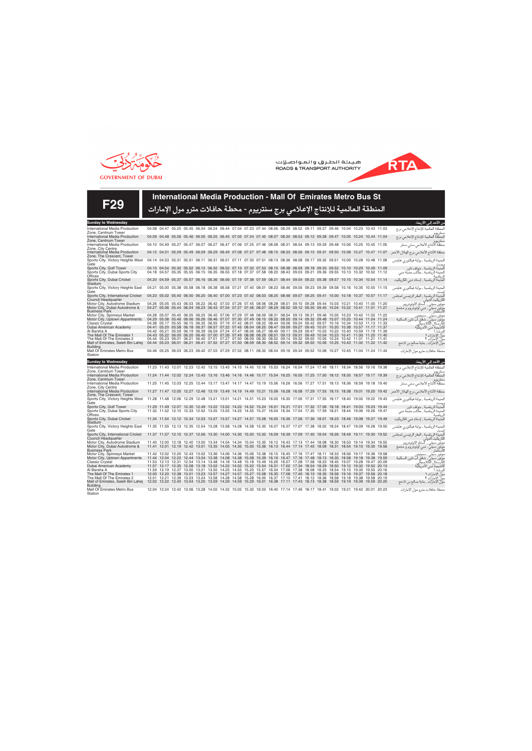GOVERNMENT OF DUBAI

هيئة الطرق والمواصلات
ROADS & TRANSPORT AUTHORITY

RTA

# F29

## International Media Production - Mall Of Emirates Metro Bus St

## المنطقة العالمية للإنتاج الإعلامي برج سنتريوم - محطة حافلات مترو مول الإمارات

### Sunday to Wednesday / من الأحد إلى الأربعاء

| Sunday to Wednesday | | | | | | | | | | | | | | | | | | | | | | | | | من الأحد إلى الأربعاء |
|---|---|---|---|---|---|---|---|---|---|---|---|---|---|---|---|---|---|---|---|---|---|---|---|---|---|
| International Media Production Zone, Centrium Tower | 04.08 | 04.47 | 05.25 | 05.45 | 06.04 | 06.24 | 06.44 | 07.04 | 07.23 | 07.44 | 08.06 | 08.29 | 08.52 | 09.11 | 09.27 | 09.46 | 10.04 | 10.23 | 10.43 | 11.03 | المنطقة العالمية للإنتاج الإعلامي برج سنتريوم |
| International Media Production Zone, Centrium Tower | 04.09 | 04.48 | 05.26 | 05.46 | 06.05 | 06.25 | 06.45 | 07.05 | 07.24 | 07.45 | 08.07 | 08.30 | 08.53 | 09.12 | 09.28 | 09.47 | 10.05 | 10.24 | 10.44 | 11.04 | المنطقة العالمية للإنتاج الإعلامي برج سنتريوم |
| International Media Production Zone, City Centre | 04.10 | 04.49 | 05.27 | 05.47 | 06.07 | 06.27 | 06.47 | 07.06 | 07.25 | 07.46 | 08.08 | 08.31 | 08.54 | 09.13 | 09.29 | 09.48 | 10.06 | 10.25 | 10.45 | 11.05 | منطقة الانتاج الاعلامي سيتي سنتر |
| International Media Production Zone, The Crescent, Tower | 04.12 | 04.51 | 05.29 | 05.49 | 06.09 | 06.29 | 06.49 | 07.08 | 07.27 | 07.48 | 08.10 | 08.33 | 08.56 | 09.15 | 09.31 | 09.50 | 10.08 | 10.27 | 10.47 | 11.07 | منطقة الانتاج الاعلامي برج الهلال الاخضر |
| Sports City, Victory Heights West Gate | 04.14 | 04.53 | 05.31 | 05.51 | 06.11 | 06.31 | 06.51 | 07.11 | 07.30 | 07.51 | 08.13 | 08.36 | 08.58 | 09.17 | 09.32 | 09.51 | 10.09 | 10.28 | 10.48 | 11.08 | المدينة الرياضية ، بوابة فيكتوري هايتس ويست |
| Sports City, Golf Tower | 04.15 | 04.54 | 05.32 | 05.52 | 06.12 | 06.32 | 06.52 | 07.13 | 07.32 | 07.53 | 08.15 | 08.38 | 08.59 | 09.18 | 09.33 | 09.52 | 10.10 | 10.29 | 10.49 | 11.09 | المدينة الرياضية ، جولف تاور |
| Sports City, Dubai Sports City Offices | 04.18 | 04.57 | 05.35 | 05.55 | 06.15 | 06.35 | 06.55 | 07.18 | 07.37 | 07.58 | 08.20 | 08.43 | 09.03 | 09.21 | 09.36 | 09.55 | 10.13 | 10.32 | 10.52 | 11.12 | المدينة الرياضية ، مكاتب مدينة دبي الرياضية |
| Sports City, Dubai Cricket Stadium | 04.20 | 04.59 | 05.37 | 05.57 | 06.16 | 06.36 | 06.56 | 07.19 | 07.38 | 07.59 | 08.21 | 08.44 | 09.04 | 09.22 | 09.38 | 09.57 | 10.15 | 10.34 | 10.54 | 11.14 | المدينة الرياضية ، إستاد دبي الكريكيت |
| Sports City, Victory Heights East Gate | 04.21 | 05.00 | 05.38 | 05.58 | 06.18 | 06.38 | 06.58 | 07.21 | 07.40 | 08.01 | 08.23 | 08.46 | 09.05 | 09.23 | 09.39 | 09.58 | 10.16 | 10.35 | 10.55 | 11.15 | المدينة الرياضية ، بوابة فيكتوري هايتس ايست |
| Sports City, International Cricket Council Headquarter | 04.23 | 05.02 | 05.40 | 06.00 | 06.20 | 06.40 | 07.00 | 07.23 | 07.42 | 08.03 | 08.25 | 08.48 | 09.07 | 09.25 | 09.41 | 10.00 | 10.18 | 10.37 | 10.57 | 11.17 | المدينة الرياضية ، المقر الرئيسي لمجلس الكريكيت الدولي |
| Motor City, Autodrome Stadium | 04.26 | 05.05 | 05.43 | 06.03 | 06.22 | 06.42 | 07.03 | 07.26 | 07.45 | 08.06 | 08.28 | 08.51 | 09.10 | 09.28 | 09.44 | 10.03 | 10.21 | 10.40 | 11.00 | 11.20 | موتور سيتي ، ستاد الاوتودروم |
| Motor City, Dubai Autodrome & Business Park | 04.27 | 05.06 | 05.44 | 06.04 | 06.23 | 06.43 | 07.04 | 07.27 | 07.46 | 08.07 | 08.29 | 08.52 | 09.12 | 09.30 | 09.45 | 10.04 | 10.22 | 10.41 | 11.01 | 11.21 | موتور سيتي ، دبي اوتودروم و مجمع الاعمال |
| Motor City, Spinneys Market | 04.28 | 05.07 | 05.45 | 06.05 | 06.25 | 06.45 | 07.06 | 07.29 | 07.48 | 08.09 | 08.31 | 08.54 | 09.13 | 09.31 | 09.46 | 10.05 | 10.23 | 10.42 | 11.02 | 11.22 | موتور سيتي ، سبينيس |
| Motor City, Uptown Appartments | 04.29 | 05.08 | 05.46 | 06.06 | 06.26 | 06.46 | 07.07 | 07.30 | 07.49 | 08.10 | 08.32 | 08.55 | 09.14 | 09.32 | 09.48 | 10.07 | 10.25 | 10.44 | 11.04 | 11.24 | موتور سيتي ، شقق أب تاون السكنية |
| Classic Crystal | 04.38 | 05.17 | 05.55 | 06.15 | 06.35 | 06.55 | 07.19 | 07.42 | 08.01 | 08.22 | 08.44 | 09.06 | 09.24 | 09.42 | 09.57 | 10.16 | 10.34 | 10.53 | 11.13 | 11.33 | الكرستال الكلاسيكي |
| Dubai American Academy | 04.41 | 05.20 | 05.58 | 06.18 | 06.37 | 06.57 | 07.22 | 07.45 | 08.04 | 08.25 | 08.47 | 09.09 | 09.27 | 09.45 | 10.01 | 10.20 | 10.38 | 10.57 | 11.17 | 11.37 | أكاديمية دبي الأمريكية |
| Al Barsha A | 04.42 | 05.21 | 05.59 | 06.19 | 06.39 | 06.59 | 07.24 | 07.47 | 08.06 | 08.27 | 08.49 | 09.11 | 09.29 | 09.47 | 10.03 | 10.22 | 10.40 | 10.59 | 11.19 | 11.39 | البرشاء أ |
| The Mall Of The Emirates 1 | 04.43 | 05.22 | 06.00 | 06.20 | 06.40 | 07.00 | 07.26 | 07.49 | 08.08 | 08.29 | 08.51 | 09.13 | 09.31 | 09.49 | 10.04 | 10.23 | 10.41 | 11.00 | 11.20 | 11.40 | مول الإمارات ١ |
| The Mall Of The Emirates 2 | 04.44 | 05.23 | 06.01 | 06.21 | 06.40 | 07.01 | 07.27 | 07.50 | 08.09 | 08.30 | 08.52 | 09.14 | 09.32 | 09.50 | 10.05 | 10.24 | 10.42 | 11.01 | 11.21 | 11.41 | مول الإمارات ٢ |
| Mall of Emirates, Saleh Bin Lahej Building | 04.44 | 05.23 | 06.01 | 06.21 | 06.41 | 07.02 | 07.27 | 07.50 | 08.09 | 08.30 | 08.52 | 09.14 | 09.32 | 09.50 | 10.06 | 10.25 | 10.43 | 11.02 | 11.22 | 11.42 | مول الإمارات ، بناية صالح بن لاحج |
| Mall Of Emirates Metro Bus Station | 04.46 | 05.25 | 06.03 | 06.23 | 06.42 | 07.03 | 07.29 | 07.52 | 08.11 | 08.32 | 08.54 | 09.16 | 09.34 | 09.52 | 10.08 | 10.27 | 10.45 | 11.04 | 11.24 | 11.44 | محطة حافلات مترو مول الإمارات |

| Sunday to Wednesday | | | | | | | | | | | | | | | | | | | | | | | | | من الأحد إلى الأربعاء |
|---|---|---|---|---|---|---|---|---|---|---|---|---|---|---|---|---|---|---|---|---|---|---|---|---|---|
| International Media Production Zone, Centrium Tower | 11.23 | 11.43 | 12.01 | 12.23 | 12.42 | 13.15 | 13.45 | 14.15 | 14.45 | 15.16 | 15.53 | 16.24 | 16.54 | 17.24 | 17.49 | 18.11 | 18.34 | 18.56 | 19.16 | 19.38 | المنطقة العالمية للإنتاج الإعلامي برج سنتريوم |
| International Media Production Zone, Centrium Tower | 11.24 | 11.44 | 12.02 | 12.24 | 12.43 | 13.16 | 13.46 | 14.16 | 14.46 | 15.17 | 15.54 | 16.25 | 16.55 | 17.25 | 17.50 | 18.12 | 18.35 | 18.57 | 19.17 | 19.39 | المنطقة العالمية للإنتاج الإعلامي برج سنتريوم |
| International Media Production Zone, City Centre | 11.25 | 11.45 | 12.03 | 12.25 | 12.44 | 13.17 | 13.47 | 14.17 | 14.47 | 15.19 | 15.56 | 16.26 | 16.56 | 17.27 | 17.51 | 18.13 | 18.36 | 18.59 | 19.18 | 19.40 | منطقة الانتاج الاعلامي سيتي سنتر |
| International Media Production Zone, The Crescent, Tower | 11.27 | 11.47 | 12.05 | 12.27 | 12.46 | 13.19 | 13.49 | 14.19 | 14.49 | 15.21 | 15.58 | 16.28 | 16.58 | 17.29 | 17.53 | 18.15 | 18.38 | 19.01 | 19.20 | 19.42 | منطقة الانتاج الاعلامي برج الهلال الاخضر |
| Sports City, Victory Heights West Gate | 11.28 | 11.48 | 12.06 | 12.29 | 12.48 | 13.21 | 13.51 | 14.21 | 14.51 | 15.23 | 16.00 | 16.30 | 17.00 | 17.31 | 17.55 | 18.17 | 18.40 | 19.02 | 19.22 | 19.43 | المدينة الرياضية ، بوابة فيكتوري هايتس ويست |
| Sports City, Golf Tower | 11.29 | 11.49 | 12.07 | 12.30 | 12.49 | 13.22 | 13.52 | 14.22 | 14.52 | 15.24 | 16.01 | 16.31 | 17.01 | 17.32 | 17.56 | 18.18 | 18.41 | 19.03 | 19.23 | 19.44 | المدينة الرياضية ، جولف تاور |
| Sports City, Dubai Sports City Offices | 11.32 | 11.52 | 12.10 | 12.33 | 12.52 | 13.25 | 13.55 | 14.25 | 14.55 | 15.27 | 16.04 | 16.34 | 17.04 | 17.35 | 17.59 | 18.21 | 18.44 | 19.06 | 19.26 | 19.47 | المدينة الرياضية ، مكاتب مدينة دبي الرياضية |
| Sports City, Dubai Cricket Stadium | 11.34 | 11.54 | 12.12 | 12.34 | 12.53 | 13.27 | 13.57 | 14.27 | 14.57 | 15.28 | 16.05 | 16.36 | 17.06 | 17.36 | 18.01 | 18.23 | 18.46 | 19.08 | 19.27 | 19.49 | المدينة الرياضية ، إستاد دبي الكريكيت |
| Sports City, Victory Heights East Gate | 11.35 | 11.55 | 12.13 | 12.35 | 12.54 | 13.28 | 13.58 | 14.28 | 14.58 | 15.30 | 16.07 | 16.37 | 17.07 | 17.38 | 18.02 | 18.24 | 18.47 | 19.09 | 19.28 | 19.50 | المدينة الرياضية ، بوابة فيكتوري هايتس ايست |
| Sports City, International Cricket Council Headquarter | 11.37 | 11.57 | 12.15 | 12.37 | 12.56 | 13.30 | 14.00 | 14.30 | 15.00 | 15.32 | 16.09 | 16.39 | 17.09 | 17.40 | 18.04 | 18.26 | 18.49 | 19.11 | 19.30 | 19.52 | المدينة الرياضية ، المقر الرئيسي لمجلس الكريكيت الدولي |
| Motor City, Autodrome Stadium | 11.40 | 12.00 | 12.18 | 12.40 | 13.00 | 13.34 | 14.04 | 14.34 | 15.04 | 15.35 | 16.12 | 16.43 | 17.13 | 17.44 | 18.08 | 18.30 | 18.53 | 19.14 | 19.34 | 19.55 | موتور سيتي ، ستاد الاوتودروم |
| Motor City, Dubai Autodrome & Business Park | 11.41 | 12.01 | 12.19 | 12.42 | 13.01 | 13.35 | 14.05 | 14.35 | 15.05 | 15.36 | 16.13 | 16.44 | 17.14 | 17.45 | 18.09 | 18.31 | 18.54 | 19.15 | 19.35 | 19.56 | موتور سيتي ، دبي اوتودروم و مجمع الاعمال |
| Motor City, Spinneys Market | 11.42 | 12.02 | 12.20 | 12.43 | 13.02 | 13.36 | 14.06 | 14.36 | 15.06 | 15.38 | 16.15 | 16.45 | 17.16 | 17.47 | 18.11 | 18.33 | 18.56 | 19.17 | 19.36 | 19.58 | موتور سيتي ، سبينيس |
| Motor City, Uptown Appartments | 11.44 | 12.04 | 12.22 | 12.44 | 13.04 | 13.38 | 14.08 | 14.38 | 15.08 | 15.39 | 16.16 | 16.47 | 17.18 | 17.48 | 18.13 | 18.35 | 18.58 | 19.18 | 19.38 | 19.59 | موتور سيتي ، شقق أب تاون السكنية |
| Classic Crystal | 11.53 | 12.13 | 12.31 | 12.54 | 13.14 | 13.48 | 14.18 | 14.48 | 15.18 | 15.49 | 16.26 | 16.57 | 17.28 | 17.58 | 18.23 | 18.45 | 19.07 | 19.28 | 19.47 | 20.09 | الكرستال الكلاسيكي |
| Dubai American Academy | 11.57 | 12.17 | 12.35 | 12.58 | 13.18 | 13.52 | 14.22 | 14.52 | 15.22 | 15.54 | 16.31 | 17.02 | 17.34 | 18.04 | 18.29 | 18.50 | 19.12 | 19.32 | 19.52 | 20.13 | أكاديمية دبي الأمريكية |
| Al Barsha A | 11.59 | 12.19 | 12.37 | 13.00 | 13.21 | 13.55 | 14.25 | 14.55 | 15.25 | 15.57 | 16.34 | 17.06 | 17.38 | 18.08 | 18.33 | 18.54 | 19.15 | 19.35 | 19.55 | 20.16 | البرشاء أ |
| The Mall Of The Emirates 1 | 12.00 | 12.20 | 12.38 | 13.01 | 13.23 | 13.57 | 14.27 | 14.57 | 15.27 | 15.58 | 16.35 | 17.08 | 17.40 | 18.10 | 18.35 | 18.56 | 19.16 | 19.37 | 19.56 | 20.18 | مول الإمارات ١ |
| The Mall Of The Emirates 2 | 12.01 | 12.21 | 12.39 | 13.03 | 13.24 | 13.58 | 14.28 | 14.58 | 15.28 | 16.00 | 16.37 | 17.10 | 17.41 | 18.12 | 18.36 | 18.58 | 19.18 | 19.38 | 19.58 | 20.19 | مول الإمارات ٢ |
| Mall of Emirates, Saleh Bin Lahej Building | 12.02 | 12.22 | 12.40 | 13.04 | 13.25 | 13.59 | 14.29 | 14.59 | 15.29 | 16.01 | 16.38 | 17.11 | 17.43 | 18.13 | 18.38 | 18.59 | 19.19 | 19.39 | 19.59 | 20.20 | مول الإمارات ، بناية صالح بن لاحج |
| Mall Of Emirates Metro Bus Station | 12.04 | 12.24 | 12.42 | 13.06 | 13.28 | 14.02 | 14.32 | 15.02 | 15.32 | 16.03 | 16.40 | 17.14 | 17.46 | 18.17 | 18.41 | 19.02 | 19.21 | 19.42 | 20.01 | 20.23 | محطة حافلات مترو مول الإمارات |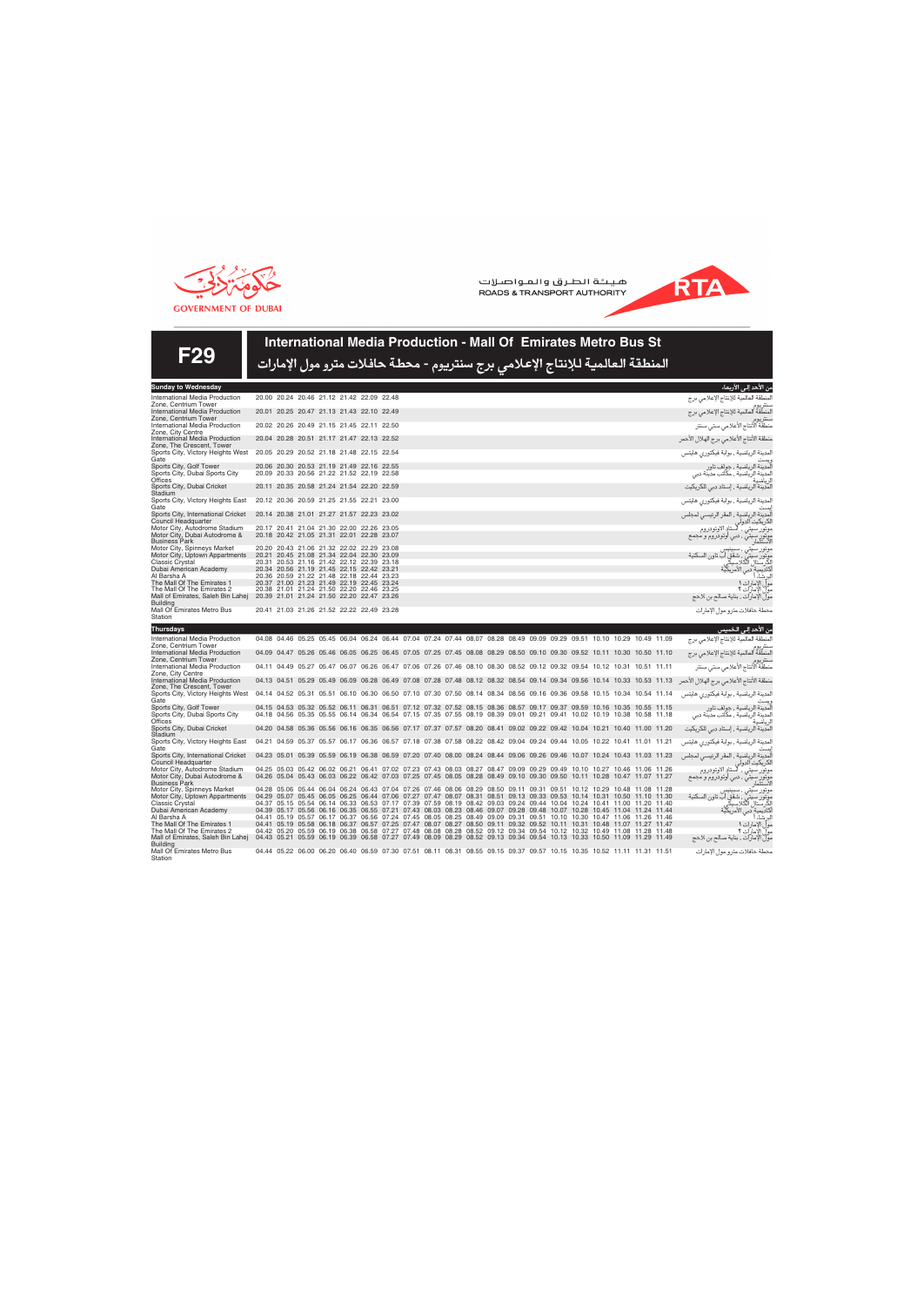هيئة الطرق والمواصلات
ROADS & TRANSPORT AUTHORITY

GOVERNMENT OF DUBAI

# F29

## International Media Production - Mall Of Emirates Metro Bus St

## المنطقة العالمية للإنتاج الإعلامي برج سنتريوم - محطة حافلات مترو مول الإمارات

### Sunday to Wednesday / من الأحد إلى الأربعاء

| Stop | | | | | | | | محطة |
|---|---|---|---|---|---|---|---|---|
| International Media Production Zone, Centrium Tower | 20.00 | 20.24 | 20.46 | 21.12 | 21.42 | 22.09 | 22.48 | المنطقة العالمية للإنتاج الإعلامي برج سنتريوم |
| International Media Production Zone, Centrium Tower | 20.01 | 20.25 | 20.47 | 21.13 | 21.43 | 22.10 | 22.49 | المنطقة العالمية للإنتاج الإعلامي برج سنتريوم |
| International Media Production Zone, City Centre | 20.02 | 20.26 | 20.49 | 21.15 | 21.45 | 22.11 | 22.50 | منطقة الأنتاج الأعلامي سيتي سنتر |
| International Media Production Zone, The Crescent, Tower | 20.04 | 20.28 | 20.51 | 21.17 | 21.47 | 22.13 | 22.52 | منطقة الأنتاج الأعلامي برج الهلال الأخضر |
| Sports City, Victory Heights West Gate | 20.05 | 20.29 | 20.52 | 21.18 | 21.48 | 22.15 | 22.54 | المدينة الرياضية ، بوابة فيكتوري هايتس ويست |
| Sports City, Golf Tower | 20.06 | 20.30 | 20.53 | 21.19 | 21.49 | 22.16 | 22.55 | المدينة الرياضية ، جولف تاور |
| Sports City, Dubai Sports City Offices | 20.09 | 20.33 | 20.56 | 21.22 | 21.52 | 22.19 | 22.58 | المدينة الرياضية ، مكاتب مدينة دبي الرياضية |
| Sports City, Dubai Cricket Stadium | 20.11 | 20.35 | 20.58 | 21.24 | 21.54 | 22.20 | 22.59 | المدينة الرياضية ، إستاد دبي الكريكيت |
| Sports City, Victory Heights East Gate | 20.12 | 20.36 | 20.59 | 21.25 | 21.55 | 22.21 | 23.00 | المدينة الرياضية ، بوابة فيكتوري هايتس إيست |
| Sports City, International Cricket Council Headquarter | 20.14 | 20.38 | 21.01 | 21.27 | 21.57 | 22.23 | 23.02 | المدينة الرياضية ، المقر الرئيسي لمجلس الكريكيت الدولي |
| Motor City, Autodrome Stadium | 20.17 | 20.41 | 21.04 | 21.30 | 22.00 | 22.26 | 23.05 | موتور سيتي ، أستاد الاوتودروم |
| Motor City, Dubai Autodrome & Business Park | 20.18 | 20.42 | 21.05 | 21.31 | 22.01 | 22.28 | 23.07 | موتور سيتي ، دبي أوتودروم و مجمع الأعمال |
| Motor City, Spinneys Market | 20.20 | 20.43 | 21.06 | 21.32 | 22.02 | 22.29 | 23.08 | موتور سيتي ، سبينس |
| Motor City, Uptown Appartments | 20.21 | 20.45 | 21.08 | 21.34 | 22.04 | 22.30 | 23.09 | موتور سيتي ، شقق أب تاون السكنية |
| Classic Crystal | 20.31 | 20.53 | 21.16 | 21.42 | 22.12 | 22.39 | 23.18 | الكريستال الكلاسيكي |
| Dubai American Academy | 20.34 | 20.56 | 21.19 | 21.45 | 22.15 | 22.42 | 23.21 | أكاديمية دبي الأمريكية |
| Al Barsha A | 20.36 | 20.59 | 21.22 | 21.48 | 22.18 | 22.44 | 23.23 | البرشاء أ |
| The Mall Of The Emirates 1 | 20.37 | 21.00 | 21.23 | 21.49 | 22.19 | 22.45 | 23.24 | مول الإمارات ١ |
| The Mall Of The Emirates 2 | 20.38 | 21.01 | 21.24 | 21.50 | 22.20 | 22.46 | 23.25 | مول الإمارات ٢ |
| Mall of Emirates, Saleh Bin Lahej Building | 20.39 | 21.01 | 21.24 | 21.50 | 22.20 | 22.47 | 23.26 | مول الإمارات ، بناية صالح بن لاحج |
| Mall Of Emirates Metro Bus Station | 20.41 | 21.03 | 21.26 | 21.52 | 22.22 | 22.49 | 23.28 | محطة حافلات مترو مول الإمارات |

### Thursdays / من الأحد إلى الخميس

| Stop | | | | | | | | | | | | | | | | | | | | | | | | | | | | | | محطة |
|---|---|---|---|---|---|---|---|---|---|---|---|---|---|---|---|---|---|---|---|---|---|---|---|---|---|---|---|---|---|---|
| International Media Production Zone, Centrium Tower | 04.08 | 04.46 | 05.25 | 05.45 | 06.04 | 06.24 | 06.44 | 07.04 | 07.24 | 07.44 | 08.07 | 08.28 | 08.49 | 09.09 | 09.29 | 09.51 | 10.10 | 10.29 | 10.49 | 11.09 | المنطقة العالمية للإنتاج الإعلامي برج سنتريوم |
| International Media Production Zone, Centrium Tower | 04.09 | 04.47 | 05.26 | 05.46 | 06.05 | 06.25 | 06.45 | 07.05 | 07.25 | 07.45 | 08.08 | 08.29 | 08.50 | 09.10 | 09.30 | 09.52 | 10.11 | 10.30 | 10.50 | 11.10 | المنطقة العالمية للإنتاج الإعلامي برج سنتريوم |
| International Media Production Zone, City Centre | 04.11 | 04.49 | 05.27 | 05.47 | 06.07 | 06.26 | 06.47 | 07.06 | 07.26 | 07.46 | 08.10 | 08.30 | 08.52 | 09.12 | 09.32 | 09.54 | 10.12 | 10.31 | 10.51 | 11.11 | منطقة الأنتاج الأعلامي سيتي سنتر |
| International Media Production Zone, The Crescent, Tower | 04.13 | 04.51 | 05.29 | 05.49 | 06.09 | 06.28 | 06.49 | 07.08 | 07.28 | 07.48 | 08.12 | 08.32 | 08.54 | 09.14 | 09.34 | 09.56 | 10.14 | 10.33 | 10.53 | 11.13 | منطقة الأنتاج الأعلامي برج الهلال الأخضر |
| Sports City, Victory Heights West Gate | 04.14 | 04.52 | 05.31 | 05.51 | 06.10 | 06.30 | 06.50 | 07.10 | 07.30 | 07.50 | 08.14 | 08.34 | 08.56 | 09.16 | 09.36 | 09.58 | 10.15 | 10.34 | 10.54 | 11.14 | المدينة الرياضية ، بوابة فيكتوري هايتس ويست |
| Sports City, Golf Tower | 04.15 | 04.53 | 05.32 | 05.52 | 06.11 | 06.31 | 06.51 | 07.12 | 07.32 | 07.52 | 08.15 | 08.36 | 08.57 | 09.17 | 09.37 | 09.59 | 10.16 | 10.35 | 10.55 | 11.15 | المدينة الرياضية ، جولف تاور |
| Sports City, Dubai Sports City Offices | 04.18 | 04.56 | 05.35 | 05.55 | 06.14 | 06.34 | 06.54 | 07.15 | 07.35 | 07.55 | 08.19 | 08.39 | 09.01 | 09.21 | 09.41 | 10.02 | 10.19 | 10.38 | 10.58 | 11.18 | المدينة الرياضية ، مكاتب مدينة دبي الرياضية |
| Sports City, Dubai Cricket Stadium | 04.20 | 04.58 | 05.36 | 05.56 | 06.16 | 06.35 | 06.56 | 07.17 | 07.37 | 07.57 | 08.20 | 08.41 | 09.02 | 09.22 | 09.42 | 10.04 | 10.21 | 10.40 | 11.00 | 11.20 | المدينة الرياضية ، إستاد دبي الكريكيت |
| Sports City, Victory Heights East Gate | 04.21 | 04.59 | 05.37 | 05.57 | 06.17 | 06.36 | 06.57 | 07.18 | 07.38 | 07.58 | 08.22 | 08.42 | 09.04 | 09.24 | 09.44 | 10.05 | 10.22 | 10.41 | 11.01 | 11.21 | المدينة الرياضية ، بوابة فيكتوري هايتس إيست |
| Sports City, International Cricket Council Headquarter | 04.23 | 05.01 | 05.39 | 05.59 | 06.19 | 06.38 | 06.59 | 07.20 | 07.40 | 08.00 | 08.24 | 08.44 | 09.06 | 09.26 | 09.46 | 10.07 | 10.24 | 10.43 | 11.03 | 11.23 | المدينة الرياضية ، المقر الرئيسي لمجلس الكريكيت الدولي |
| Motor City, Autodrome Stadium | 04.25 | 05.03 | 05.42 | 06.02 | 06.21 | 06.41 | 07.02 | 07.23 | 07.43 | 08.03 | 08.27 | 08.47 | 09.09 | 09.29 | 09.49 | 10.10 | 10.27 | 10.46 | 11.06 | 11.26 | موتور سيتي ، أستاد الاوتودروم |
| Motor City, Dubai Autodrome & Business Park | 04.26 | 05.04 | 05.43 | 06.03 | 06.22 | 06.42 | 07.03 | 07.25 | 07.45 | 08.05 | 08.28 | 08.49 | 09.10 | 09.30 | 09.50 | 10.11 | 10.28 | 10.47 | 11.07 | 11.27 | موتور سيتي ، دبي أوتودروم و مجمع الأعمال |
| Motor City, Spinneys Market | 04.28 | 05.06 | 05.44 | 06.04 | 06.24 | 06.43 | 07.04 | 07.26 | 07.46 | 08.06 | 08.29 | 08.50 | 09.11 | 09.31 | 09.51 | 10.12 | 10.29 | 10.48 | 11.08 | 11.28 | موتور سيتي ، سبينس |
| Motor City, Uptown Appartments | 04.29 | 05.07 | 05.45 | 06.05 | 06.25 | 06.44 | 07.06 | 07.27 | 07.47 | 08.07 | 08.31 | 08.51 | 09.13 | 09.33 | 09.53 | 10.14 | 10.31 | 10.50 | 11.10 | 11.30 | موتور سيتي ، شقق أب تاون السكنية |
| Classic Crystal | 04.37 | 05.15 | 05.54 | 06.14 | 06.33 | 06.53 | 07.17 | 07.39 | 07.59 | 08.19 | 08.42 | 09.03 | 09.24 | 09.44 | 10.04 | 10.24 | 10.41 | 11.00 | 11.20 | 11.40 | الكريستال الكلاسيكي |
| Dubai American Academy | 04.39 | 05.17 | 05.56 | 06.16 | 06.35 | 06.55 | 07.21 | 07.43 | 08.03 | 08.23 | 08.46 | 09.07 | 09.28 | 09.48 | 10.07 | 10.28 | 10.45 | 11.04 | 11.24 | 11.44 | أكاديمية دبي الأمريكية |
| Al Barsha A | 04.41 | 05.19 | 05.57 | 06.17 | 06.37 | 06.56 | 07.24 | 07.45 | 08.05 | 08.25 | 08.49 | 09.09 | 09.31 | 09.51 | 10.10 | 10.30 | 10.47 | 11.06 | 11.26 | 11.46 | البرشاء أ |
| The Mall Of The Emirates 1 | 04.41 | 05.19 | 05.58 | 06.18 | 06.37 | 06.57 | 07.25 | 07.47 | 08.07 | 08.27 | 08.50 | 09.11 | 09.32 | 09.52 | 10.11 | 10.31 | 10.48 | 11.07 | 11.27 | 11.47 | مول الإمارات ١ |
| The Mall Of The Emirates 2 | 04.42 | 05.20 | 05.59 | 06.19 | 06.38 | 06.58 | 07.27 | 07.48 | 08.08 | 08.28 | 08.52 | 09.12 | 09.34 | 09.54 | 10.12 | 10.32 | 10.49 | 11.08 | 11.28 | 11.48 | مول الإمارات ٢ |
| Mall of Emirates, Saleh Bin Lahej Building | 04.43 | 05.21 | 05.59 | 06.19 | 06.39 | 06.58 | 07.27 | 07.49 | 08.09 | 08.29 | 08.52 | 09.13 | 09.34 | 09.54 | 10.13 | 10.33 | 10.50 | 11.09 | 11.29 | 11.49 | مول الإمارات ، بناية صالح بن لاحج |
| Mall Of Emirates Metro Bus Station | 04.44 | 05.22 | 06.00 | 06.20 | 06.40 | 06.59 | 07.30 | 07.51 | 08.11 | 08.31 | 08.55 | 09.15 | 09.37 | 09.57 | 10.15 | 10.35 | 10.52 | 11.11 | 11.31 | 11.51 | محطة حافلات مترو مول الإمارات |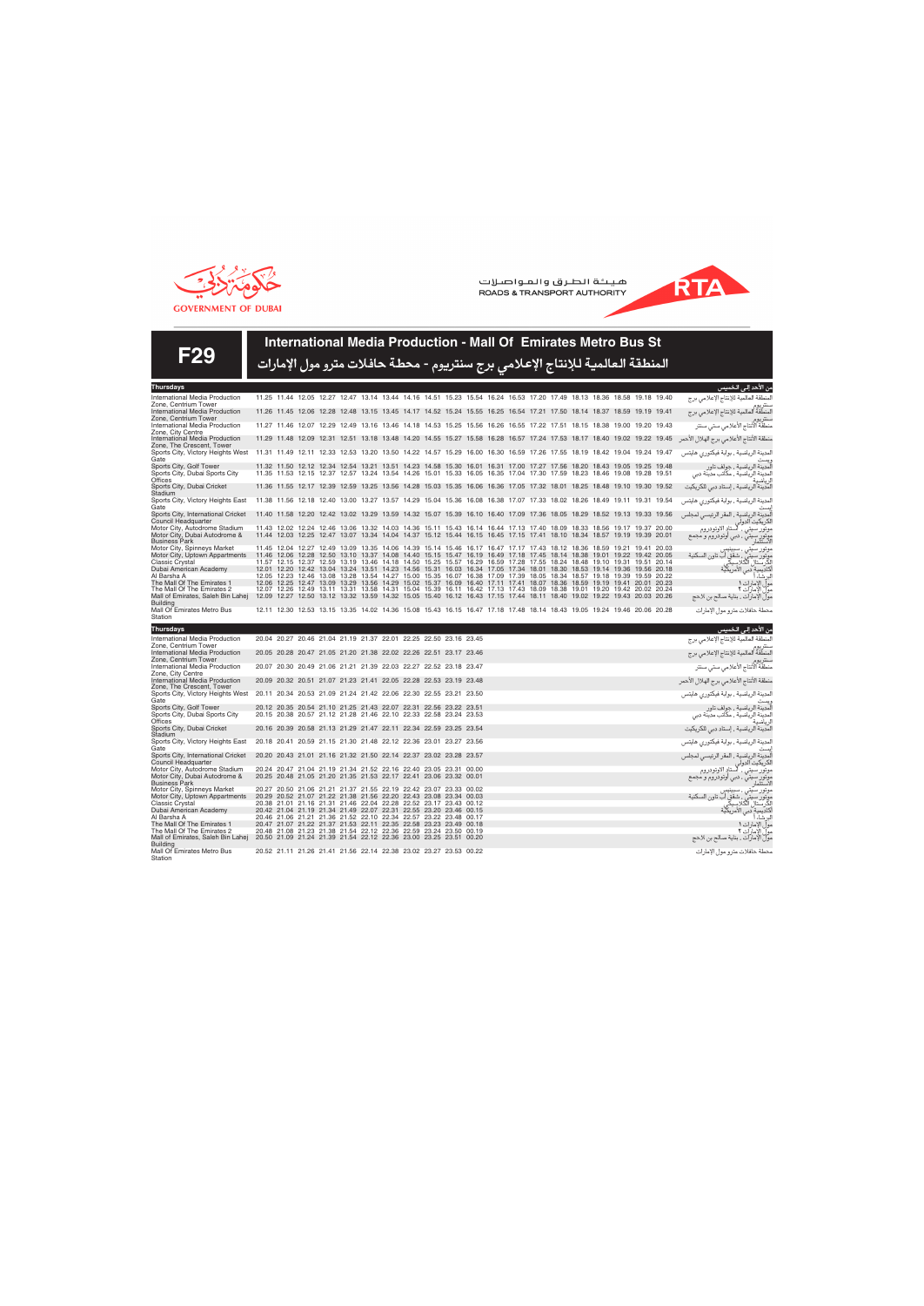GOVERNMENT OF DUBAI

هيئة الطرق والمواصلات
ROADS & TRANSPORT AUTHORITY

RTA

# F29

## International Media Production - Mall Of Emirates Metro Bus St

## المنطقة العالمية للإنتاج الإعلامي برج سنتريوم - محطة حافلات مترو مول الإمارات

| Thursdays | | | | | | | | | | | | | | | | | | | | | | من الأحد إلى الخميس |
|---|---|---|---|---|---|---|---|---|---|---|---|---|---|---|---|---|---|---|---|---|---|---|
| International Media Production Zone, Centrium Tower | 11.25 | 11.44 | 12.05 | 12.27 | 12.47 | 13.14 | 13.44 | 14.16 | 14.51 | 15.23 | 15.54 | 16.24 | 16.53 | 17.20 | 17.49 | 18.13 | 18.36 | 18.58 | 19.18 | 19.40 | | المنطقة العالمية للإنتاج الإعلامي برج سنتريوم |
| International Media Production Zone, Centrium Tower | 11.26 | 11.45 | 12.06 | 12.28 | 12.48 | 13.15 | 13.45 | 14.17 | 14.52 | 15.24 | 15.55 | 16.25 | 16.54 | 17.21 | 17.50 | 18.14 | 18.37 | 18.59 | 19.19 | 19.41 | | المنطقة العالمية للإنتاج الإعلامي برج سنتريوم |
| International Media Production Zone, City Centre | 11.27 | 11.46 | 12.07 | 12.29 | 12.49 | 13.16 | 13.46 | 14.18 | 14.53 | 15.25 | 15.56 | 16.26 | 16.55 | 17.22 | 17.51 | 18.15 | 18.38 | 19.00 | 19.20 | 19.43 | | منطقة الأنتاج الأعلامي سيتي سنتر |
| International Media Production Zone, The Crescent, Tower | 11.29 | 11.48 | 12.09 | 12.31 | 12.51 | 13.18 | 13.48 | 14.20 | 14.55 | 15.27 | 15.58 | 16.28 | 16.57 | 17.24 | 17.53 | 18.17 | 18.40 | 19.02 | 19.22 | 19.45 | | منطقة الأنتاج الأعلامي برج الهلال الأخضر |
| Sports City, Victory Heights West Gate | 11.31 | 11.49 | 12.11 | 12.33 | 12.53 | 13.20 | 13.50 | 14.22 | 14.57 | 15.29 | 16.00 | 16.30 | 16.59 | 17.26 | 17.55 | 18.19 | 18.42 | 19.04 | 19.24 | 19.47 | | المدينة الرياضية ، بوابة فيكتوري هايتس ويست |
| Sports City, Golf Tower | 11.32 | 11.50 | 12.12 | 12.34 | 12.54 | 13.21 | 13.51 | 14.23 | 14.58 | 15.30 | 16.01 | 16.31 | 17.00 | 17.27 | 17.56 | 18.20 | 18.43 | 19.05 | 19.25 | 19.48 | | المدينة الرياضية ، جولف تاور |
| Sports City, Dubai Sports City Offices | 11.35 | 11.53 | 12.15 | 12.37 | 12.57 | 13.24 | 13.54 | 14.26 | 15.01 | 15.33 | 16.05 | 16.35 | 17.04 | 17.30 | 17.59 | 18.23 | 18.46 | 19.08 | 19.28 | 19.51 | | المدينة الرياضية ، مكاتب مدينة دبي الرياضية |
| Sports City, Dubai Cricket Stadium | 11.36 | 11.55 | 12.17 | 12.39 | 12.59 | 13.25 | 13.56 | 14.28 | 15.03 | 15.35 | 16.06 | 16.36 | 17.05 | 17.32 | 18.01 | 18.25 | 18.48 | 19.10 | 19.30 | 19.52 | | المدينة الرياضية ، إستاد دبي للكريكيت |
| Sports City, Victory Heights East Gate | 11.38 | 11.56 | 12.18 | 12.40 | 13.00 | 13.27 | 13.57 | 14.29 | 15.04 | 15.36 | 16.08 | 16.38 | 17.07 | 17.33 | 18.02 | 18.26 | 18.49 | 19.11 | 19.31 | 19.54 | | المدينة الرياضية ، بوابة فيكتوري هايتس إيست |
| Sports City, International Cricket Council Headquarter | 11.40 | 11.58 | 12.20 | 12.42 | 13.02 | 13.29 | 13.59 | 14.32 | 15.07 | 15.39 | 16.10 | 16.40 | 17.09 | 17.36 | 18.05 | 18.29 | 18.52 | 19.13 | 19.33 | 19.56 | | المدينة الرياضية ، المقر الرئيسي لمجلس الكريكيت الدولي |
| Motor City, Autodrome Stadium | 11.43 | 12.02 | 12.24 | 12.46 | 13.06 | 13.32 | 14.03 | 14.36 | 15.11 | 15.43 | 16.14 | 16.44 | 17.13 | 17.40 | 18.09 | 18.33 | 18.56 | 19.17 | 19.37 | 20.00 | | موتور سيتي ، ستاد الاوتودروم |
| Motor City, Dubai Autodrome & Business Park | 11.44 | 12.03 | 12.25 | 12.47 | 13.07 | 13.34 | 14.04 | 14.37 | 15.12 | 15.44 | 16.15 | 16.45 | 17.15 | 17.41 | 18.10 | 18.34 | 18.57 | 19.19 | 19.39 | 20.01 | | موتور سيتي ، دبي أوتودروم و مجمع الأعمال |
| Motor City, Spinneys Market | 11.45 | 12.04 | 12.27 | 12.49 | 13.09 | 13.35 | 14.06 | 14.39 | 15.14 | 15.46 | 16.17 | 16.47 | 17.17 | 17.43 | 18.12 | 18.36 | 18.59 | 19.21 | 19.41 | 20.03 | | موتور سيتي ، سبينس |
| Motor City, Uptown Appartments | 11.46 | 12.06 | 12.28 | 12.50 | 13.10 | 13.37 | 14.08 | 14.40 | 15.15 | 15.47 | 16.19 | 16.49 | 17.18 | 17.45 | 18.14 | 18.38 | 19.01 | 19.22 | 19.42 | 20.05 | | موتور سيتي ، شقق أب تاون السكنية |
| Classic Crystal | 11.57 | 12.15 | 12.37 | 12.59 | 13.19 | 13.46 | 14.18 | 14.50 | 15.25 | 15.57 | 16.29 | 16.59 | 17.28 | 17.55 | 18.24 | 18.48 | 19.10 | 19.31 | 19.51 | 20.14 | | الكريستال الكلاسيكي |
| Dubai American Academy | 12.01 | 12.20 | 12.42 | 13.04 | 13.24 | 13.51 | 14.23 | 14.56 | 15.31 | 16.03 | 16.34 | 17.05 | 17.34 | 18.01 | 18.30 | 18.53 | 19.14 | 19.36 | 19.56 | 20.18 | | أكاديمية دبي الأمريكية |
| Al Barsha A | 12.05 | 12.23 | 12.46 | 13.08 | 13.28 | 13.54 | 14.27 | 15.00 | 15.35 | 16.07 | 16.38 | 17.09 | 17.39 | 18.05 | 18.34 | 18.57 | 19.18 | 19.39 | 19.59 | 20.22 | | البرشاء أ |
| The Mall Of The Emirates 1 | 12.06 | 12.25 | 12.47 | 13.09 | 13.29 | 13.56 | 14.29 | 15.02 | 15.37 | 16.09 | 16.40 | 17.11 | 17.41 | 18.07 | 18.36 | 18.59 | 19.19 | 19.41 | 20.01 | 20.23 | | مول الإمارات ١ |
| The Mall Of The Emirates 2 | 12.07 | 12.26 | 12.49 | 13.11 | 13.31 | 13.58 | 14.31 | 15.04 | 15.39 | 16.11 | 16.42 | 17.13 | 17.43 | 18.09 | 18.38 | 19.01 | 19.20 | 19.42 | 20.02 | 20.24 | | مول الإمارات ٢ |
| Mall of Emirates, Saleh Bin Lahej Building | 12.09 | 12.27 | 12.50 | 13.12 | 13.32 | 13.59 | 14.32 | 15.05 | 15.40 | 16.12 | 16.43 | 17.15 | 17.44 | 18.11 | 18.40 | 19.02 | 19.22 | 19.43 | 20.03 | 20.26 | | مول الإمارات ، بناية صالح بن لاحج |
| Mall Of Emirates Metro Bus Station | 12.11 | 12.30 | 12.53 | 13.15 | 13.35 | 14.02 | 14.36 | 15.08 | 15.43 | 16.15 | 16.47 | 17.18 | 17.48 | 18.14 | 18.43 | 19.05 | 19.24 | 19.46 | 20.06 | 20.28 | | محطة حافلات مترو مول الإمارات |

| Thursdays | | | | | | | | | | | من الأحد إلى الخميس |
|---|---|---|---|---|---|---|---|---|---|---|---|
| International Media Production Zone, Centrium Tower | 20.04 | 20.27 | 20.46 | 21.04 | 21.19 | 21.37 | 22.01 | 22.25 | 22.50 | 23.16 | 23.45 | المنطقة العالمية للإنتاج الإعلامي برج سنتريوم |
| International Media Production Zone, Centrium Tower | 20.05 | 20.28 | 20.47 | 21.05 | 21.20 | 21.38 | 22.02 | 22.26 | 22.51 | 23.17 | 23.46 | المنطقة العالمية للإنتاج الإعلامي برج سنتريوم |
| International Media Production Zone, City Centre | 20.07 | 20.30 | 20.49 | 21.06 | 21.21 | 21.39 | 22.03 | 22.27 | 22.52 | 23.18 | 23.47 | منطقة الأنتاج الأعلامي سيتي سنتر |
| International Media Production Zone, The Crescent, Tower | 20.09 | 20.32 | 20.51 | 21.07 | 21.23 | 21.41 | 22.05 | 22.28 | 22.53 | 23.19 | 23.48 | منطقة الأنتاج الأعلامي برج الهلال الأخضر |
| Sports City, Victory Heights West Gate | 20.11 | 20.34 | 20.53 | 21.09 | 21.24 | 21.42 | 22.06 | 22.30 | 22.55 | 23.21 | 23.50 | المدينة الرياضية ، بوابة فيكتوري هايتس ويست |
| Sports City, Golf Tower | 20.12 | 20.35 | 20.54 | 21.10 | 21.25 | 21.43 | 22.07 | 22.31 | 22.56 | 23.22 | 23.51 | المدينة الرياضية ، جولف تاور |
| Sports City, Dubai Sports City Offices | 20.15 | 20.38 | 20.57 | 21.12 | 21.28 | 21.46 | 22.10 | 22.33 | 22.58 | 23.24 | 23.53 | المدينة الرياضية ، مكاتب مدينة دبي الرياضية |
| Sports City, Dubai Cricket Stadium | 20.16 | 20.39 | 20.58 | 21.13 | 21.29 | 21.47 | 22.11 | 22.34 | 22.59 | 23.25 | 23.54 | المدينة الرياضية ، إستاد دبي للكريكيت |
| Sports City, Victory Heights East Gate | 20.18 | 20.41 | 20.59 | 21.15 | 21.30 | 21.48 | 22.12 | 22.36 | 23.01 | 23.27 | 23.56 | المدينة الرياضية ، بوابة فيكتوري هايتس إيست |
| Sports City, International Cricket Council Headquarter | 20.20 | 20.43 | 21.01 | 21.16 | 21.32 | 21.50 | 22.14 | 22.37 | 23.02 | 23.28 | 23.57 | المدينة الرياضية ، المقر الرئيسي لمجلس الكريكيت الدولي |
| Motor City, Autodrome Stadium | 20.24 | 20.47 | 21.04 | 21.19 | 21.34 | 21.52 | 22.16 | 22.40 | 23.05 | 23.31 | 00.00 | موتور سيتي ، ستاد الاوتودروم |
| Motor City, Dubai Autodrome & Business Park | 20.25 | 20.48 | 21.05 | 21.20 | 21.35 | 21.53 | 22.17 | 22.41 | 23.06 | 23.32 | 00.01 | موتور سيتي ، دبي أوتودروم و مجمع الأعمال |
| Motor City, Spinneys Market | 20.27 | 20.50 | 21.06 | 21.21 | 21.37 | 21.55 | 22.19 | 22.42 | 23.07 | 23.33 | 00.02 | موتور سيتي ، سبينس |
| Motor City, Uptown Appartments | 20.29 | 20.52 | 21.07 | 21.22 | 21.38 | 21.56 | 22.20 | 22.43 | 23.08 | 23.34 | 00.03 | موتور سيتي ، شقق أب تاون السكنية |
| Classic Crystal | 20.38 | 21.01 | 21.16 | 21.31 | 21.46 | 22.04 | 22.28 | 22.52 | 23.17 | 23.43 | 00.12 | الكريستال الكلاسيكي |
| Dubai American Academy | 20.42 | 21.04 | 21.19 | 21.34 | 21.49 | 22.07 | 22.31 | 22.55 | 23.20 | 23.46 | 00.15 | أكاديمية دبي الأمريكية |
| Al Barsha A | 20.46 | 21.06 | 21.21 | 21.36 | 21.52 | 22.10 | 22.34 | 22.57 | 23.22 | 23.48 | 00.17 | البرشاء أ |
| The Mall Of The Emirates 1 | 20.47 | 21.07 | 21.22 | 21.37 | 21.53 | 22.11 | 22.35 | 22.58 | 23.23 | 23.49 | 00.18 | مول الإمارات ١ |
| The Mall Of The Emirates 2 | 20.48 | 21.08 | 21.23 | 21.38 | 21.54 | 22.12 | 22.36 | 22.59 | 23.24 | 23.50 | 00.19 | مول الإمارات ٢ |
| Mall of Emirates, Saleh Bin Lahej Building | 20.50 | 21.09 | 21.24 | 21.39 | 21.54 | 22.12 | 22.36 | 23.00 | 23.25 | 23.51 | 00.20 | مول الإمارات ، بناية صالح بن لاحج |
| Mall Of Emirates Metro Bus Station | 20.52 | 21.11 | 21.26 | 21.41 | 21.56 | 22.14 | 22.38 | 23.02 | 23.27 | 23.53 | 00.22 | محطة حافلات مترو مول الإمارات |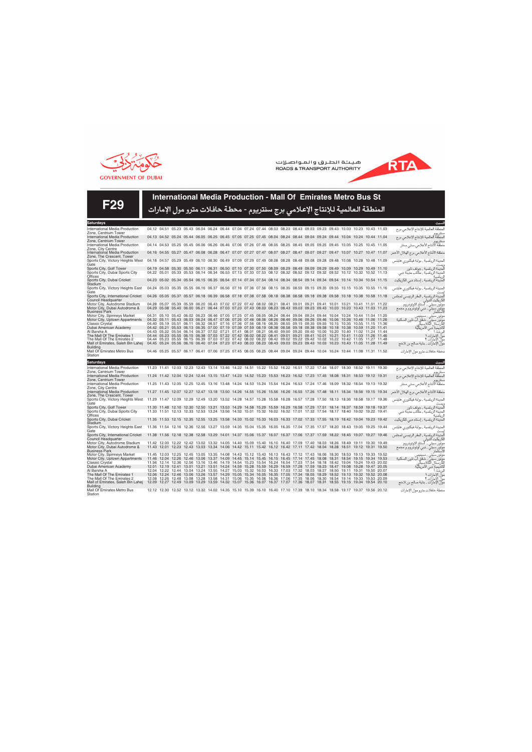هيئة الطرق والمواصلات
ROADS & TRANSPORT AUTHORITY

GOVERNMENT OF DUBAI

# F29

## International Media Production - Mall Of Emirates Metro Bus St

## المنطقة العالمية للإنتاج الإعلامي برج سنتريوم - محطة حافلات مترو مول الإمارات

### Saturdays / السبت

| Stop | | | | | | | | | | | | | | | | | | | | | | | | | | |
|---|---|---|---|---|---|---|---|---|---|---|---|---|---|---|---|---|---|---|---|---|---|---|---|---|---|---|
| International Media Production Zone, Centrium Tower | 04.12 | 04.51 | 05.23 | 05.43 | 06.04 | 06.24 | 06.44 | 07.04 | 07.24 | 07.44 | 08.03 | 08.23 | 08.43 | 09.03 | 09.23 | 09.43 | 10.03 | 10.23 | 10.43 | 11.03 | المنطقة العالمية للإنتاج الإعلامي برج سنتريوم |
| International Media Production Zone, Centrium Tower | 04.13 | 04.52 | 05.24 | 05.44 | 06.05 | 06.25 | 06.45 | 07.05 | 07.25 | 07.45 | 08.04 | 08.24 | 08.44 | 09.04 | 09.24 | 09.44 | 10.04 | 10.24 | 10.44 | 11.04 | المنطقة العالمية للإنتاج الإعلامي برج سنتريوم |
| International Media Production Zone, City Centre | 04.14 | 04.53 | 05.25 | 05.45 | 06.06 | 06.26 | 06.46 | 07.06 | 07.26 | 07.46 | 08.05 | 08.25 | 08.45 | 09.05 | 09.25 | 09.45 | 10.05 | 10.25 | 10.45 | 11.05 | منطقة الانتاج الاعلامي سيتي سنتر |
| International Media Production Zone, The Crescent, Tower | 04.16 | 04.55 | 05.27 | 05.47 | 06.08 | 06.28 | 06.47 | 07.07 | 07.27 | 07.47 | 08.07 | 08.27 | 08.47 | 09.07 | 09.27 | 09.47 | 10.07 | 10.27 | 10.47 | 11.07 | منطقة الانتاج الاعلامي برج الهلال الأخضر |
| Sports City, Victory Heights West Gate | 04.18 | 04.57 | 05.29 | 05.49 | 06.10 | 06.30 | 06.49 | 07.09 | 07.29 | 07.49 | 08.08 | 08.28 | 08.48 | 09.08 | 09.28 | 09.48 | 10.08 | 10.28 | 10.48 | 11.09 | المدينة الرياضية ، بوابة فيكتوري هايتس ويست |
| Sports City, Golf Tower | 04.19 | 04.58 | 05.30 | 05.50 | 06.11 | 06.31 | 06.50 | 07.10 | 07.30 | 07.50 | 08.09 | 08.29 | 08.49 | 09.09 | 09.29 | 09.49 | 10.09 | 10.29 | 10.49 | 11.10 | المدينة الرياضية ، جولف تاور |
| Sports City, Dubai Sports City Offices | 04.22 | 05.01 | 05.33 | 05.53 | 06.14 | 06.34 | 06.53 | 07.13 | 07.33 | 07.53 | 08.12 | 08.32 | 08.52 | 09.12 | 09.32 | 09.52 | 10.12 | 10.32 | 10.52 | 11.13 | المدينة الرياضية ، مكاتب مدينة دبي الرياضية |
| Sports City, Dubai Cricket Stadium | 04.23 | 05.02 | 05.34 | 05.54 | 06.15 | 06.35 | 06.54 | 07.14 | 07.34 | 07.54 | 08.14 | 08.34 | 08.54 | 09.14 | 09.34 | 09.54 | 10.14 | 10.34 | 10.54 | 11.15 | المدينة الرياضية ، إستاد دبي للكريكيت |
| Sports City, Victory Heights East Gate | 04.24 | 05.03 | 05.35 | 05.55 | 06.16 | 06.37 | 06.56 | 07.16 | 07.36 | 07.56 | 08.15 | 08.35 | 08.55 | 09.15 | 09.35 | 09.55 | 10.15 | 10.35 | 10.55 | 11.16 | المدينة الرياضية ، بوابة فيكتوري هايتس إيست |
| Sports City, International Cricket Council Headquarter | 04.26 | 05.05 | 05.37 | 05.57 | 06.18 | 06.39 | 06.58 | 07.18 | 07.38 | 07.58 | 08.18 | 08.38 | 08.58 | 09.18 | 09.38 | 09.58 | 10.18 | 10.38 | 10.58 | 11.18 | المدينة الرياضية ، المقر الرئيسي لمجلس الكريكيت الدولي |
| Motor City, Autodrome Stadium | 04.28 | 05.07 | 05.39 | 05.59 | 06.20 | 06.43 | 07.02 | 07.22 | 07.42 | 08.02 | 08.21 | 08.41 | 09.01 | 09.21 | 09.41 | 10.01 | 10.21 | 10.41 | 11.01 | 11.22 | موتور سيتي ، ستاد الاوتودروم |
| Motor City, Dubai Autodrome & Business Park | 04.29 | 05.08 | 05.40 | 06.00 | 06.21 | 06.44 | 07.03 | 07.23 | 07.43 | 08.03 | 08.23 | 08.43 | 09.03 | 09.23 | 09.43 | 10.03 | 10.23 | 10.43 | 11.03 | 11.23 | موتور سيتي ، دبي أوتودروم و مجمع الأعمال |
| Motor City, Spinneys Market | 04.31 | 05.10 | 05.42 | 06.02 | 06.23 | 06.46 | 07.05 | 07.25 | 07.45 | 08.05 | 08.24 | 08.44 | 09.04 | 09.24 | 09.44 | 10.04 | 10.24 | 10.44 | 11.04 | 11.25 | موتور سيتي ، سبينس |
| Motor City, Uptown Appartments | 04.32 | 05.11 | 05.43 | 06.03 | 06.24 | 06.47 | 07.06 | 07.26 | 07.46 | 08.06 | 08.26 | 08.46 | 09.06 | 09.26 | 09.46 | 10.06 | 10.26 | 10.46 | 11.06 | 11.26 | موتور سيتي ، شقق أب تاون السكنية |
| Classic Crystal | 04.40 | 05.19 | 05.51 | 06.11 | 06.32 | 06.57 | 07.16 | 07.36 | 07.56 | 08.16 | 08.35 | 08.55 | 09.15 | 09.35 | 09.55 | 10.15 | 10.35 | 10.55 | 11.15 | 11.36 | الكريستال الكلاسيكي |
| Dubai American Academy | 04.42 | 05.21 | 05.53 | 06.13 | 06.35 | 07.00 | 07.19 | 07.39 | 07.59 | 08.19 | 08.38 | 08.58 | 09.18 | 09.38 | 09.58 | 10.18 | 10.38 | 10.59 | 11.20 | 11.41 | أكاديمية دبي الأمريكية |
| Al Barsha A | 04.43 | 05.22 | 05.54 | 06.14 | 06.37 | 07.02 | 07.21 | 07.41 | 08.01 | 08.21 | 08.40 | 09.00 | 09.20 | 09.40 | 10.00 | 10.20 | 10.40 | 11.02 | 11.24 | 11.44 | البرشاء أ |
| The Mall Of The Emirates 1 | 04.44 | 05.23 | 05.55 | 06.15 | 06.38 | 07.03 | 07.22 | 07.42 | 08.02 | 08.22 | 08.41 | 09.01 | 09.21 | 09.41 | 10.01 | 10.21 | 10.41 | 11.03 | 11.26 | 11.46 | مول الإمارات ١ |
| The Mall Of The Emirates 2 | 04.44 | 05.23 | 05.55 | 06.15 | 06.39 | 07.03 | 07.22 | 07.42 | 08.02 | 08.22 | 08.42 | 09.02 | 09.22 | 09.42 | 10.02 | 10.22 | 10.42 | 11.05 | 11.27 | 11.48 | مول الإمارات ٢ |
| Mall of Emirates, Saleh Bin Lahej Building | 04.45 | 05.24 | 05.56 | 06.16 | 06.40 | 07.04 | 07.23 | 07.43 | 08.03 | 08.23 | 08.43 | 09.03 | 09.23 | 09.43 | 10.03 | 10.23 | 10.43 | 11.05 | 11.28 | 11.49 | مول الإمارات ، بناية صالح بن لاحج |
| Mall Of Emirates Metro Bus Station | 04.46 | 05.25 | 05.57 | 06.17 | 06.41 | 07.06 | 07.25 | 07.45 | 08.05 | 08.25 | 08.44 | 09.04 | 09.24 | 09.44 | 10.04 | 10.24 | 10.44 | 11.08 | 11.31 | 11.52 | محطة حافلات مترو مول الإمارات |

### Saturdays / السبت

| Stop | | | | | | | | | | | | | | | | | | | | | | | | | |
|---|---|---|---|---|---|---|---|---|---|---|---|---|---|---|---|---|---|---|---|---|---|---|---|---|---|
| International Media Production Zone, Centrium Tower | 11.23 | 11.41 | 12.03 | 12.23 | 12.43 | 13.14 | 13.46 | 14.22 | 14.51 | 15.22 | 15.52 | 16.22 | 16.51 | 17.22 | 17.44 | 18.07 | 18.30 | 18.52 | 19.11 | 19.30 | المنطقة العالمية للإنتاج الإعلامي برج سنتريوم |
| International Media Production Zone, Centrium Tower | 11.24 | 11.42 | 12.04 | 12.24 | 12.44 | 13.15 | 13.47 | 14.23 | 14.52 | 15.23 | 15.53 | 16.23 | 16.52 | 17.23 | 17.45 | 18.08 | 18.31 | 18.53 | 19.12 | 19.31 | المنطقة العالمية للإنتاج الإعلامي برج سنتريوم |
| International Media Production Zone, City Centre | 11.25 | 11.43 | 12.05 | 12.25 | 12.45 | 13.16 | 13.48 | 14.24 | 14.53 | 15.24 | 15.54 | 16.24 | 16.53 | 17.24 | 17.46 | 18.09 | 18.32 | 18.54 | 19.13 | 19.32 | منطقة الانتاج الاعلامي سيتي سنتر |
| International Media Production Zone, The Crescent, Tower | 11.27 | 11.45 | 12.07 | 12.27 | 12.47 | 13.18 | 13.50 | 14.26 | 14.55 | 15.26 | 15.56 | 16.26 | 16.55 | 17.26 | 17.48 | 18.11 | 18.34 | 18.56 | 19.15 | 19.34 | منطقة الانتاج الاعلامي برج الهلال الأخضر |
| Sports City, Victory Heights West Gate | 11.29 | 11.47 | 12.09 | 12.29 | 12.49 | 13.20 | 13.52 | 14.28 | 14.57 | 15.28 | 15.58 | 16.28 | 16.57 | 17.28 | 17.50 | 18.13 | 18.36 | 18.58 | 19.17 | 19.36 | المدينة الرياضية ، بوابة فيكتوري هايتس ويست |
| Sports City, Golf Tower | 11.30 | 11.48 | 12.10 | 12.30 | 12.50 | 13.21 | 13.53 | 14.29 | 14.58 | 15.29 | 15.59 | 16.29 | 16.58 | 17.29 | 17.51 | 18.14 | 18.37 | 18.59 | 19.18 | 19.37 | المدينة الرياضية ، جولف تاور |
| Sports City, Dubai Sports City Offices | 11.33 | 11.51 | 12.13 | 12.33 | 12.53 | 13.24 | 13.56 | 14.32 | 15.01 | 15.32 | 16.02 | 16.32 | 17.01 | 17.32 | 17.54 | 18.17 | 18.40 | 19.02 | 19.22 | 19.41 | المدينة الرياضية ، مكاتب مدينة دبي الرياضية |
| Sports City, Dubai Cricket Stadium | 11.35 | 11.53 | 12.15 | 12.35 | 12.55 | 13.25 | 13.58 | 14.33 | 15.02 | 15.33 | 16.03 | 16.33 | 17.02 | 17.33 | 17.55 | 18.19 | 18.42 | 19.04 | 19.23 | 19.42 | المدينة الرياضية ، إستاد دبي للكريكيت |
| Sports City, Victory Heights East Gate | 11.36 | 11.54 | 12.16 | 12.36 | 12.56 | 13.27 | 13.59 | 14.35 | 15.04 | 15.35 | 16.05 | 16.35 | 17.04 | 17.35 | 17.57 | 18.20 | 18.43 | 19.05 | 19.25 | 19.44 | المدينة الرياضية ، بوابة فيكتوري هايتس إيست |
| Sports City, International Cricket Council Headquarter | 11.38 | 11.56 | 12.18 | 12.38 | 12.58 | 13.29 | 14.01 | 14.37 | 15.06 | 15.37 | 16.07 | 16.37 | 17.06 | 17.37 | 17.59 | 18.22 | 18.45 | 19.07 | 19.27 | 19.46 | المدينة الرياضية ، المقر الرئيسي لمجلس الكريكيت الدولي |
| Motor City, Autodrome Stadium | 11.42 | 12.00 | 12.22 | 12.42 | 13.02 | 13.32 | 14.05 | 14.40 | 15.09 | 15.40 | 16.10 | 16.40 | 17.09 | 17.40 | 18.03 | 18.26 | 18.49 | 19.11 | 19.30 | 19.49 | موتور سيتي ، ستاد الاوتودروم |
| Motor City, Dubai Autodrome & Business Park | 11.43 | 12.01 | 12.23 | 12.43 | 13.03 | 13.34 | 14.06 | 14.42 | 15.11 | 15.42 | 16.12 | 16.42 | 17.11 | 17.42 | 18.04 | 18.28 | 18.51 | 19.12 | 19.31 | 19.50 | موتور سيتي ، دبي أوتودروم و مجمع الأعمال |
| Motor City, Spinneys Market | 11.45 | 12.03 | 12.25 | 12.45 | 13.05 | 13.35 | 14.08 | 14.43 | 15.12 | 15.43 | 16.13 | 16.43 | 17.12 | 17.43 | 18.06 | 18.30 | 18.53 | 19.13 | 19.33 | 19.52 | موتور سيتي ، سبينس |
| Motor City, Uptown Appartments | 11.46 | 12.04 | 12.26 | 12.46 | 13.06 | 13.37 | 14.09 | 14.45 | 15.14 | 15.45 | 16.15 | 16.45 | 17.14 | 17.45 | 18.08 | 18.31 | 18.54 | 19.15 | 19.34 | 19.53 | موتور سيتي ، شقق أب تاون السكنية |
| Classic Crystal | 11.56 | 12.14 | 12.36 | 12.56 | 13.16 | 13.46 | 14.19 | 14.54 | 15.23 | 15.54 | 16.24 | 16.54 | 17.23 | 17.54 | 18.18 | 18.42 | 19.04 | 19.24 | 19.43 | 20.02 | الكريستال الكلاسيكي |
| Dubai American Academy | 12.01 | 12.19 | 12.41 | 13.01 | 13.21 | 13.51 | 14.24 | 14.59 | 15.28 | 15.59 | 16.29 | 16.59 | 17.28 | 17.59 | 18.23 | 18.47 | 19.08 | 19.28 | 19.47 | 20.05 | أكاديمية دبي الأمريكية |
| Al Barsha A | 12.04 | 12.22 | 12.44 | 13.04 | 13.24 | 13.55 | 14.27 | 15.03 | 15.32 | 16.03 | 16.33 | 17.03 | 17.32 | 18.03 | 18.27 | 18.50 | 19.11 | 19.31 | 19.50 | 20.07 | البرشاء أ |
| The Mall Of The Emirates 1 | 12.06 | 12.24 | 12.46 | 13.06 | 13.26 | 13.57 | 14.29 | 15.05 | 15.34 | 16.05 | 16.35 | 17.05 | 17.34 | 18.05 | 18.29 | 18.52 | 19.13 | 19.32 | 19.52 | 20.08 | مول الإمارات ١ |
| The Mall Of The Emirates 2 | 12.08 | 12.26 | 12.48 | 13.08 | 13.28 | 13.58 | 14.31 | 15.06 | 15.35 | 16.06 | 16.36 | 17.06 | 17.35 | 18.06 | 18.30 | 18.54 | 19.14 | 19.33 | 19.53 | 20.09 | مول الإمارات ٢ |
| Mall of Emirates, Saleh Bin Lahej Building | 12.09 | 12.27 | 12.49 | 13.09 | 13.29 | 13.59 | 14.32 | 15.07 | 15.36 | 16.07 | 16.37 | 17.07 | 17.36 | 18.07 | 18.31 | 18.55 | 19.15 | 19.34 | 19.54 | 20.10 | مول الإمارات ، بناية صالح بن لاحج |
| Mall Of Emirates Metro Bus Station | 12.12 | 12.30 | 12.52 | 13.12 | 13.32 | 14.02 | 14.35 | 15.10 | 15.39 | 16.10 | 16.40 | 17.10 | 17.39 | 18.10 | 18.34 | 18.58 | 19.17 | 19.37 | 19.56 | 20.12 | محطة حافلات مترو مول الإمارات |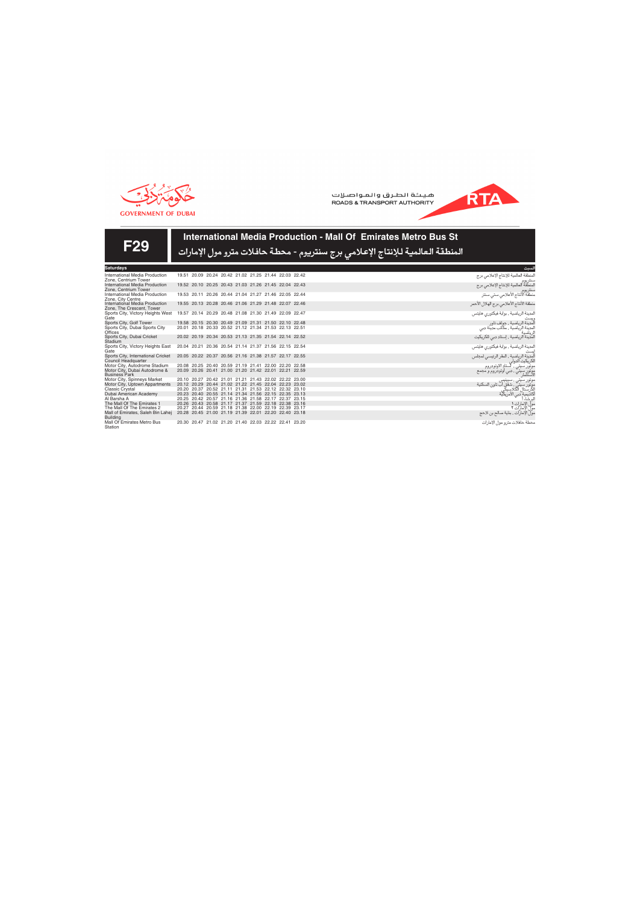GOVERNMENT OF DUBAI

هيئة الطرق والمواصلات
ROADS & TRANSPORT AUTHORITY

RTA

# F29

## International Media Production - Mall Of Emirates Metro Bus St

## المنطقة العالمية للإنتاج الإعلامي برج سنتريوم - محطة حافلات مترو مول الإمارات

| Saturdays | | | | | | | | | | السبت |
|---|---|---|---|---|---|---|---|---|---|---|
| International Media Production Zone, Centrium Tower | 19.51 | 20.09 | 20.24 | 20.42 | 21.02 | 21.25 | 21.44 | 22.03 | 22.42 | المنطقة العالمية للإنتاج الإعلامي برج سنتريوم |
| International Media Production Zone, Centrium Tower | 19.52 | 20.10 | 20.25 | 20.43 | 21.03 | 21.26 | 21.45 | 22.04 | 22.43 | المنطقة العالمية للإنتاج الإعلامي برج سنتريوم |
| International Media Production Zone, City Centre | 19.53 | 20.11 | 20.26 | 20.44 | 21.04 | 21.27 | 21.46 | 22.05 | 22.44 | منطقة الانتاج الاعلامي سيتي سنتر |
| International Media Production Zone, The Crescent, Tower | 19.55 | 20.13 | 20.28 | 20.46 | 21.06 | 21.29 | 21.48 | 22.07 | 22.46 | منطقة الانتاج الاعلامي برج الهلال الأخضر |
| Sports City, Victory Heights West Gate | 19.57 | 20.14 | 20.29 | 20.48 | 21.08 | 21.30 | 21.49 | 22.09 | 22.47 | المدينة الرياضية ، بوابة فيكتوري هايتس ويست |
| Sports City, Golf Tower | 19.58 | 20.15 | 20.30 | 20.49 | 21.09 | 21.31 | 21.50 | 22.10 | 22.48 | المدينة الرياضية ، جولف تاور |
| Sports City, Dubai Sports City Offices | 20.01 | 20.18 | 20.33 | 20.52 | 21.12 | 21.34 | 21.53 | 22.13 | 22.51 | المدينة الرياضية ، مكاتب مدينة دبي الرياضية |
| Sports City, Dubai Cricket Stadium | 20.02 | 20.19 | 20.34 | 20.53 | 21.13 | 21.35 | 21.54 | 22.14 | 22.52 | المدينة الرياضية ، إستاد دبي للكريكيت |
| Sports City, Victory Heights East Gate | 20.04 | 20.21 | 20.36 | 20.54 | 21.14 | 21.37 | 21.56 | 22.15 | 22.54 | المدينة الرياضية ، بوابة فيكتوري هايتس ايست |
| Sports City, International Cricket Council Headquarter | 20.05 | 20.22 | 20.37 | 20.56 | 21.16 | 21.38 | 21.57 | 22.17 | 22.55 | المدينة الرياضية ، المقر الرئيسي لمجلس الكريكيت الدولي |
| Motor City, Autodrome Stadium | 20.08 | 20.25 | 20.40 | 20.59 | 21.19 | 21.41 | 22.00 | 22.20 | 22.58 | موتور سيتي ، ستاد الاوتودروم |
| Motor City, Dubai Autodrome & Business Park | 20.09 | 20.26 | 20.41 | 21.00 | 21.20 | 21.42 | 22.01 | 22.21 | 22.59 | موتور سيتي ، دبي اوتودروم و مجمع الأعمال |
| Motor City, Spinneys Market | 20.10 | 20.27 | 20.42 | 21.01 | 21.21 | 21.43 | 22.02 | 22.22 | 23.00 | موتور سيتي ، سبينيس |
| Motor City, Uptown Appartments | 20.12 | 20.29 | 20.44 | 21.02 | 21.22 | 21.45 | 22.04 | 22.23 | 23.02 | موتور سيتي ، شقق أب تاون السكنية |
| Classic Crystal | 20.20 | 20.37 | 20.52 | 21.11 | 21.31 | 21.53 | 22.12 | 22.32 | 23.10 | الكريستال الكلاسيكي |
| Dubai American Academy | 20.23 | 20.40 | 20.55 | 21.14 | 21.34 | 21.56 | 22.15 | 22.35 | 23.13 | أكاديمية دبي الأمريكية |
| Al Barsha A | 20.25 | 20.42 | 20.57 | 21.16 | 21.36 | 21.58 | 22.17 | 22.37 | 23.15 | البرشاء أ |
| The Mall Of The Emirates 1 | 20.26 | 20.43 | 20.58 | 21.17 | 21.37 | 21.59 | 22.18 | 22.38 | 23.16 | مول الإمارات ١ |
| The Mall Of The Emirates 2 | 20.27 | 20.44 | 20.59 | 21.18 | 21.38 | 22.00 | 22.19 | 22.39 | 23.17 | مول الإمارات ٢ |
| Mall of Emirates, Saleh Bin Lahej Building | 20.28 | 20.45 | 21.00 | 21.19 | 21.39 | 22.01 | 22.20 | 22.40 | 23.18 | مول الإمارات ، بناية صالح بن لاحج |
| Mall Of Emirates Metro Bus Station | 20.30 | 20.47 | 21.02 | 21.20 | 21.40 | 22.03 | 22.22 | 22.41 | 23.20 | محطة حافلات مترو مول الإمارات |